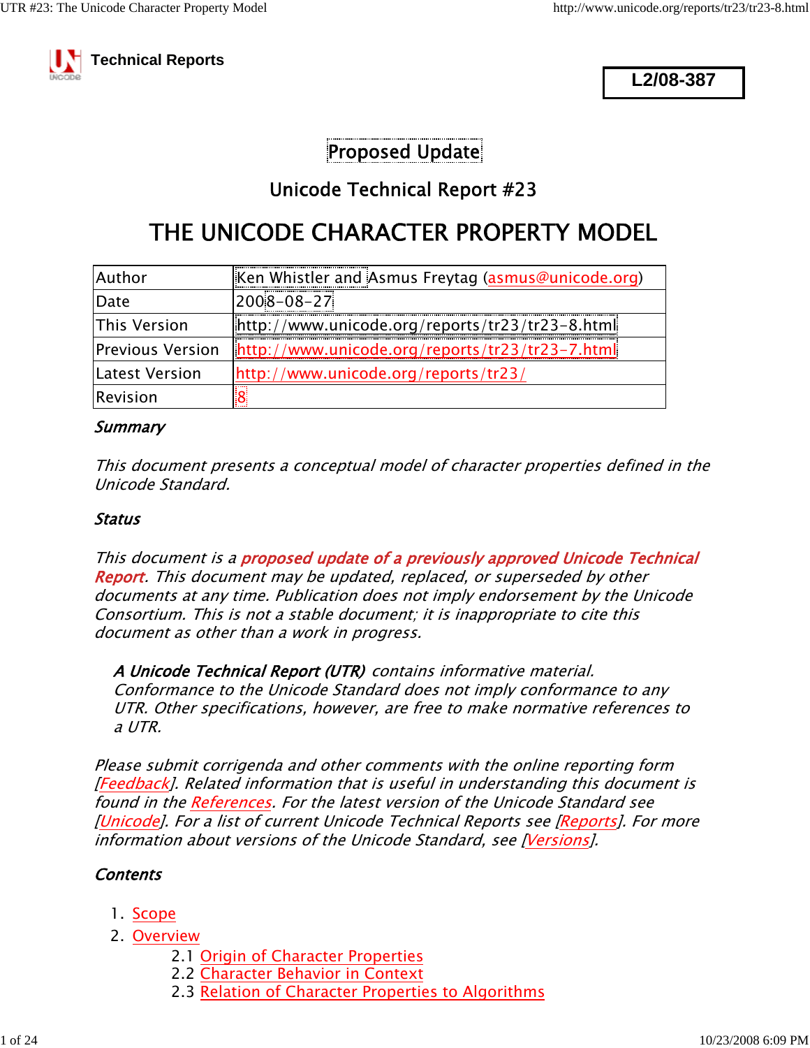Technical Reports

**L2/08-387**

## Proposed Update

### Unicode Technical Report #23

# THE UNICODE CHARACTER PROPERTY MODEL

| Author | Ken Whistler and Asmus Freytag (asmus@unicode.org) |
| --- | --- |
| Date | 2008-08-27 |
| This Version | http://www.unicode.org/reports/tr23/tr23-8.html |
| Previous Version | http://www.unicode.org/reports/tr23/tr23-7.html |
| Latest Version | http://www.unicode.org/reports/tr23/ |
| Revision | 8 |

### *Summary*

*This document presents a conceptual model of character properties defined in the Unicode Standard.*

### *Status*

*This document is a **proposed update of a previously approved Unicode Technical Report**. This document may be updated, replaced, or superseded by other documents at any time. Publication does not imply endorsement by the Unicode Consortium. This is not a stable document; it is inappropriate to cite this document as other than a work in progress.*

> ***A Unicode Technical Report (UTR)** contains informative material. Conformance to the Unicode Standard does not imply conformance to any UTR. Other specifications, however, are free to make normative references to a UTR.*

*Please submit corrigenda and other comments with the online reporting form [Feedback]. Related information that is useful in understanding this document is found in the References. For the latest version of the Unicode Standard see [Unicode]. For a list of current Unicode Technical Reports see [Reports]. For more information about versions of the Unicode Standard, see [Versions].*

### *Contents*

1. Scope
2. Overview
   - 2.1 Origin of Character Properties
   - 2.2 Character Behavior in Context
   - 2.3 Relation of Character Properties to Algorithms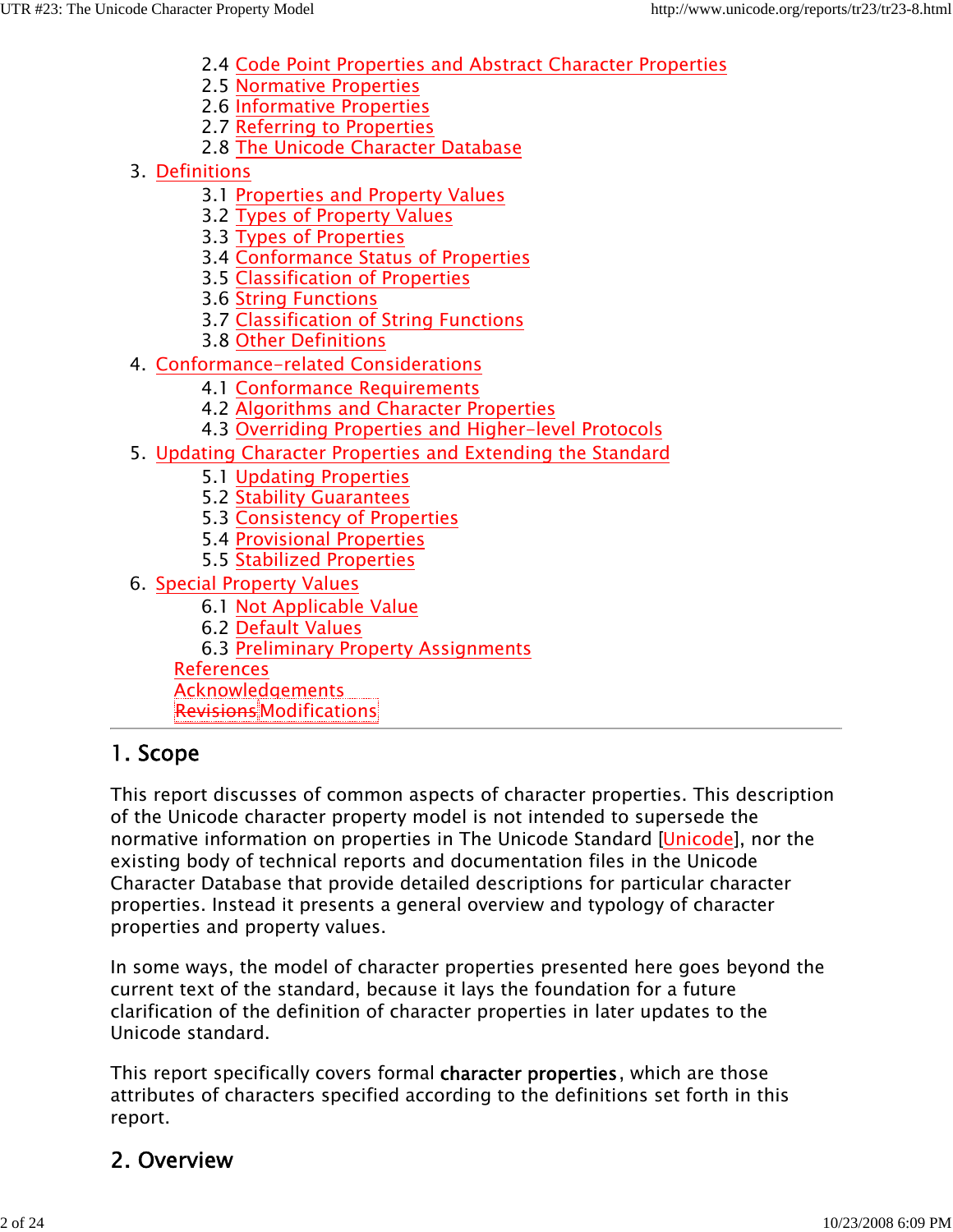- 2.4 Code Point Properties and Abstract Character Properties
- 2.5 Normative Properties
- 2.6 Informative Properties
- 2.7 Referring to Properties
- 2.8 The Unicode Character Database

3. Definitions
   - 3.1 Properties and Property Values
   - 3.2 Types of Property Values
   - 3.3 Types of Properties
   - 3.4 Conformance Status of Properties
   - 3.5 Classification of Properties
   - 3.6 String Functions
   - 3.7 Classification of String Functions
   - 3.8 Other Definitions
4. Conformance-related Considerations
   - 4.1 Conformance Requirements
   - 4.2 Algorithms and Character Properties
   - 4.3 Overriding Properties and Higher-level Protocols
5. Updating Character Properties and Extending the Standard
   - 5.1 Updating Properties
   - 5.2 Stability Guarantees
   - 5.3 Consistency of Properties
   - 5.4 Provisional Properties
   - 5.5 Stabilized Properties
6. Special Property Values
   - 6.1 Not Applicable Value
   - 6.2 Default Values
   - 6.3 Preliminary Property Assignments

References
Acknowledgements
~~Revisions~~Modifications

---

## 1. Scope

This report discusses of common aspects of character properties. This description of the Unicode character property model is not intended to supersede the normative information on properties in The Unicode Standard [Unicode], nor the existing body of technical reports and documentation files in the Unicode Character Database that provide detailed descriptions for particular character properties. Instead it presents a general overview and typology of character properties and property values.

In some ways, the model of character properties presented here goes beyond the current text of the standard, because it lays the foundation for a future clarification of the definition of character properties in later updates to the Unicode standard.

This report specifically covers formal **character properties**, which are those attributes of characters specified according to the definitions set forth in this report.

## 2. Overview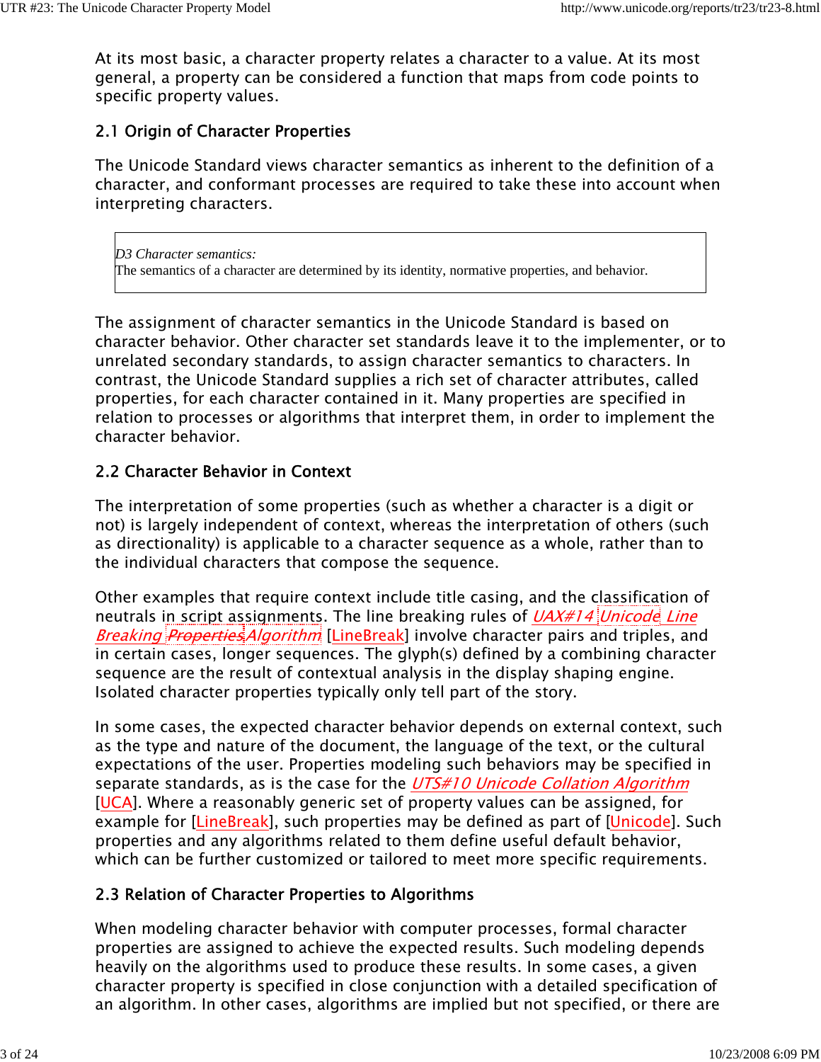At its most basic, a character property relates a character to a value. At its most general, a property can be considered a function that maps from code points to specific property values.

### 2.1 Origin of Character Properties

The Unicode Standard views character semantics as inherent to the definition of a character, and conformant processes are required to take these into account when interpreting characters.

> *D3 Character semantics:*
> The semantics of a character are determined by its identity, normative properties, and behavior.

The assignment of character semantics in the Unicode Standard is based on character behavior. Other character set standards leave it to the implementer, or to unrelated secondary standards, to assign character semantics to characters. In contrast, the Unicode Standard supplies a rich set of character attributes, called properties, for each character contained in it. Many properties are specified in relation to processes or algorithms that interpret them, in order to implement the character behavior.

### 2.2 Character Behavior in Context

The interpretation of some properties (such as whether a character is a digit or not) is largely independent of context, whereas the interpretation of others (such as directionality) is applicable to a character sequence as a whole, rather than to the individual characters that compose the sequence.

Other examples that require context include title casing, and the classification of neutrals in script assignments. The line breaking rules of *UAX#14 Unicode Line Breaking Properties Algorithm* [LineBreak] involve character pairs and triples, and in certain cases, longer sequences. The glyph(s) defined by a combining character sequence are the result of contextual analysis in the display shaping engine. Isolated character properties typically only tell part of the story.

In some cases, the expected character behavior depends on external context, such as the type and nature of the document, the language of the text, or the cultural expectations of the user. Properties modeling such behaviors may be specified in separate standards, as is the case for the *UTS#10 Unicode Collation Algorithm* [UCA]. Where a reasonably generic set of property values can be assigned, for example for [LineBreak], such properties may be defined as part of [Unicode]. Such properties and any algorithms related to them define useful default behavior, which can be further customized or tailored to meet more specific requirements.

### 2.3 Relation of Character Properties to Algorithms

When modeling character behavior with computer processes, formal character properties are assigned to achieve the expected results. Such modeling depends heavily on the algorithms used to produce these results. In some cases, a given character property is specified in close conjunction with a detailed specification of an algorithm. In other cases, algorithms are implied but not specified, or there are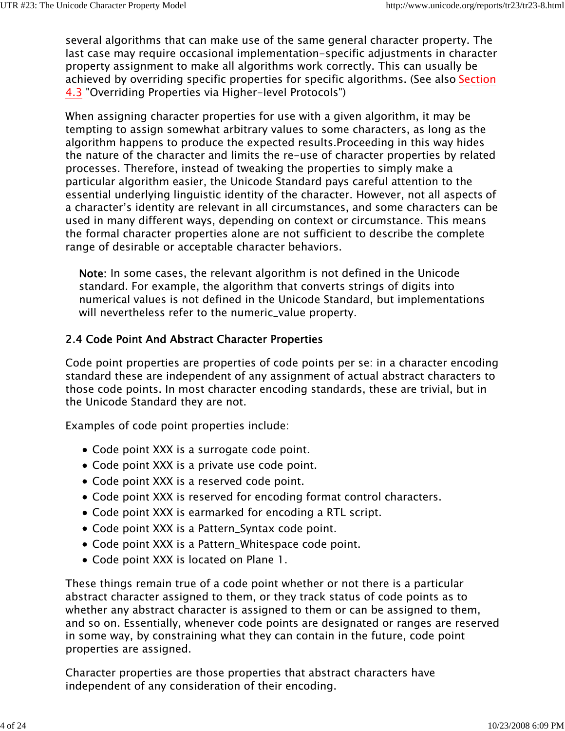several algorithms that can make use of the same general character property. The last case may require occasional implementation-specific adjustments in character property assignment to make all algorithms work correctly. This can usually be achieved by overriding specific properties for specific algorithms. (See also Section 4.3 "Overriding Properties via Higher-level Protocols")

When assigning character properties for use with a given algorithm, it may be tempting to assign somewhat arbitrary values to some characters, as long as the algorithm happens to produce the expected results.Proceeding in this way hides the nature of the character and limits the re-use of character properties by related processes. Therefore, instead of tweaking the properties to simply make a particular algorithm easier, the Unicode Standard pays careful attention to the essential underlying linguistic identity of the character. However, not all aspects of a character's identity are relevant in all circumstances, and some characters can be used in many different ways, depending on context or circumstance. This means the formal character properties alone are not sufficient to describe the complete range of desirable or acceptable character behaviors.

> **Note**: In some cases, the relevant algorithm is not defined in the Unicode standard. For example, the algorithm that converts strings of digits into numerical values is not defined in the Unicode Standard, but implementations will nevertheless refer to the numeric_value property.

### 2.4 Code Point And Abstract Character Properties

Code point properties are properties of code points per se: in a character encoding standard these are independent of any assignment of actual abstract characters to those code points. In most character encoding standards, these are trivial, but in the Unicode Standard they are not.

Examples of code point properties include:

- Code point XXX is a surrogate code point.
- Code point XXX is a private use code point.
- Code point XXX is a reserved code point.
- Code point XXX is reserved for encoding format control characters.
- Code point XXX is earmarked for encoding a RTL script.
- Code point XXX is a Pattern_Syntax code point.
- Code point XXX is a Pattern_Whitespace code point.
- Code point XXX is located on Plane 1.

These things remain true of a code point whether or not there is a particular abstract character assigned to them, or they track status of code points as to whether any abstract character is assigned to them or can be assigned to them, and so on. Essentially, whenever code points are designated or ranges are reserved in some way, by constraining what they can contain in the future, code point properties are assigned.

Character properties are those properties that abstract characters have independent of any consideration of their encoding.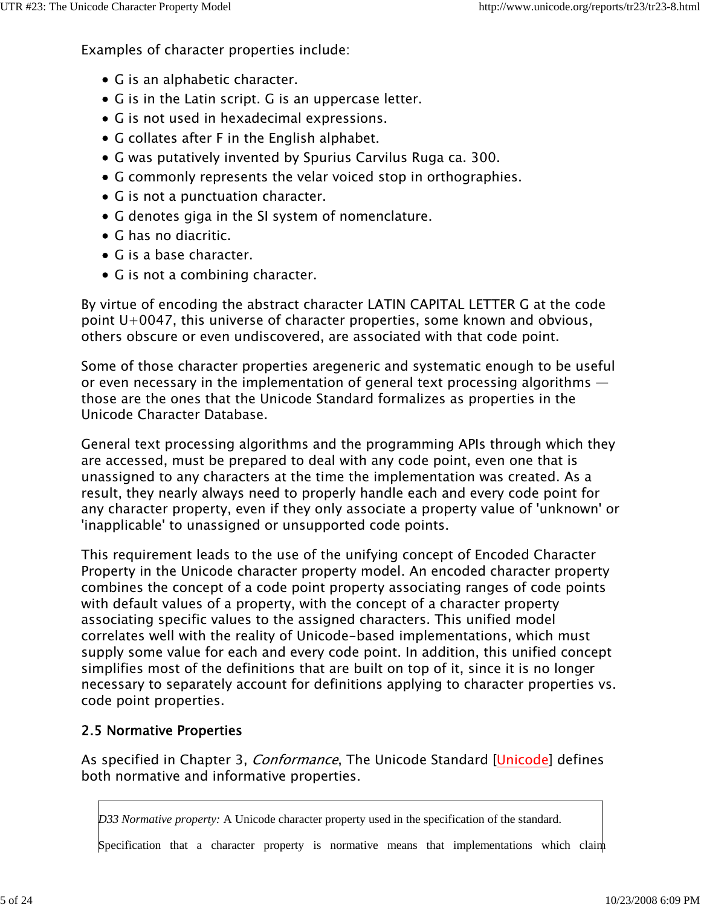Examples of character properties include:

- G is an alphabetic character.
- G is in the Latin script. G is an uppercase letter.
- G is not used in hexadecimal expressions.
- G collates after F in the English alphabet.
- G was putatively invented by Spurius Carvilus Ruga ca. 300.
- G commonly represents the velar voiced stop in orthographies.
- G is not a punctuation character.
- G denotes giga in the SI system of nomenclature.
- G has no diacritic.
- G is a base character.
- G is not a combining character.

By virtue of encoding the abstract character LATIN CAPITAL LETTER G at the code point U+0047, this universe of character properties, some known and obvious, others obscure or even undiscovered, are associated with that code point.

Some of those character properties aregeneric and systematic enough to be useful or even necessary in the implementation of general text processing algorithms — those are the ones that the Unicode Standard formalizes as properties in the Unicode Character Database.

General text processing algorithms and the programming APIs through which they are accessed, must be prepared to deal with any code point, even one that is unassigned to any characters at the time the implementation was created. As a result, they nearly always need to properly handle each and every code point for any character property, even if they only associate a property value of 'unknown' or 'inapplicable' to unassigned or unsupported code points.

This requirement leads to the use of the unifying concept of Encoded Character Property in the Unicode character property model. An encoded character property combines the concept of a code point property associating ranges of code points with default values of a property, with the concept of a character property associating specific values to the assigned characters. This unified model correlates well with the reality of Unicode-based implementations, which must supply some value for each and every code point. In addition, this unified concept simplifies most of the definitions that are built on top of it, since it is no longer necessary to separately account for definitions applying to character properties vs. code point properties.

## 2.5 Normative Properties

As specified in Chapter 3, *Conformance*, The Unicode Standard [Unicode] defines both normative and informative properties.

> *D33 Normative property:* A Unicode character property used in the specification of the standard.
>
> Specification that a character property is normative means that implementations which claim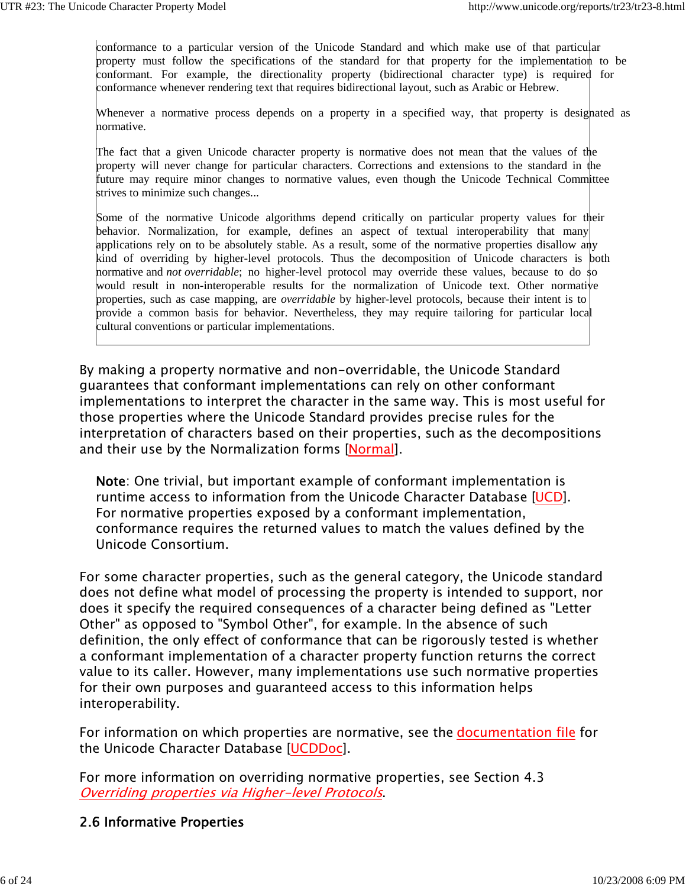> conformance to a particular version of the Unicode Standard and which make use of that particular property must follow the specifications of the standard for that property for the implementation to be conformant. For example, the directionality property (bidirectional character type) is required for conformance whenever rendering text that requires bidirectional layout, such as Arabic or Hebrew.
>
> Whenever a normative process depends on a property in a specified way, that property is designated as normative.
>
> The fact that a given Unicode character property is normative does not mean that the values of the property will never change for particular characters. Corrections and extensions to the standard in the future may require minor changes to normative values, even though the Unicode Technical Committee strives to minimize such changes...
>
> Some of the normative Unicode algorithms depend critically on particular property values for their behavior. Normalization, for example, defines an aspect of textual interoperability that many applications rely on to be absolutely stable. As a result, some of the normative properties disallow any kind of overriding by higher-level protocols. Thus the decomposition of Unicode characters is both normative and *not overridable*; no higher-level protocol may override these values, because to do so would result in non-interoperable results for the normalization of Unicode text. Other normative properties, such as case mapping, are *overridable* by higher-level protocols, because their intent is to provide a common basis for behavior. Nevertheless, they may require tailoring for particular local cultural conventions or particular implementations.

By making a property normative and non-overridable, the Unicode Standard guarantees that conformant implementations can rely on other conformant implementations to interpret the character in the same way. This is most useful for those properties where the Unicode Standard provides precise rules for the interpretation of characters based on their properties, such as the decompositions and their use by the Normalization forms [Normal].

> **Note**: One trivial, but important example of conformant implementation is runtime access to information from the Unicode Character Database [UCD]. For normative properties exposed by a conformant implementation, conformance requires the returned values to match the values defined by the Unicode Consortium.

For some character properties, such as the general category, the Unicode standard does not define what model of processing the property is intended to support, nor does it specify the required consequences of a character being defined as "Letter Other" as opposed to "Symbol Other", for example. In the absence of such definition, the only effect of conformance that can be rigorously tested is whether a conformant implementation of a character property function returns the correct value to its caller. However, many implementations use such normative properties for their own purposes and guaranteed access to this information helps interoperability.

For information on which properties are normative, see the documentation file for the Unicode Character Database [UCDDoc].

For more information on overriding normative properties, see Section 4.3 *Overriding properties via Higher-level Protocols*.

### 2.6 Informative Properties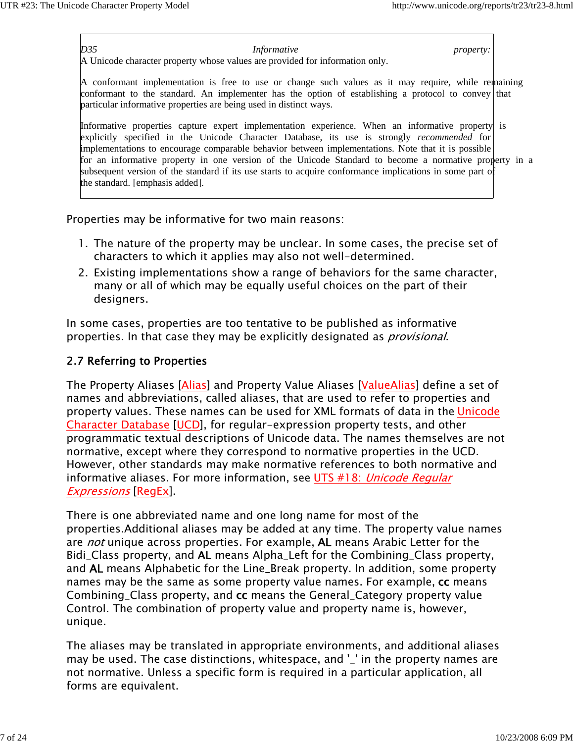> *D35* *Informative* *property:*
> A Unicode character property whose values are provided for information only.
>
> A conformant implementation is free to use or change such values as it may require, while remaining conformant to the standard. An implementer has the option of establishing a protocol to convey that particular informative properties are being used in distinct ways.
>
> Informative properties capture expert implementation experience. When an informative property is explicitly specified in the Unicode Character Database, its use is strongly *recommended* for implementations to encourage comparable behavior between implementations. Note that it is possible for an informative property in one version of the Unicode Standard to become a normative property in a subsequent version of the standard if its use starts to acquire conformance implications in some part of the standard. [emphasis added].

Properties may be informative for two main reasons:

1. The nature of the property may be unclear. In some cases, the precise set of characters to which it applies may also not well-determined.
2. Existing implementations show a range of behaviors for the same character, many or all of which may be equally useful choices on the part of their designers.

In some cases, properties are too tentative to be published as informative properties. In that case they may be explicitly designated as *provisional*.

## 2.7 Referring to Properties

The Property Aliases [Alias] and Property Value Aliases [ValueAlias] define a set of names and abbreviations, called aliases, that are used to refer to properties and property values. These names can be used for XML formats of data in the Unicode Character Database [UCD], for regular-expression property tests, and other programmatic textual descriptions of Unicode data. The names themselves are not normative, except where they correspond to normative properties in the UCD. However, other standards may make normative references to both normative and informative aliases. For more information, see UTS #18: *Unicode Regular Expressions* [RegEx].

There is one abbreviated name and one long name for most of the properties.Additional aliases may be added at any time. The property value names are *not* unique across properties. For example, AL means Arabic Letter for the Bidi_Class property, and AL means Alpha_Left for the Combining_Class property, and AL means Alphabetic for the Line_Break property. In addition, some property names may be the same as some property value names. For example, cc means Combining_Class property, and cc means the General_Category property value Control. The combination of property value and property name is, however, unique.

The aliases may be translated in appropriate environments, and additional aliases may be used. The case distinctions, whitespace, and '_' in the property names are not normative. Unless a specific form is required in a particular application, all forms are equivalent.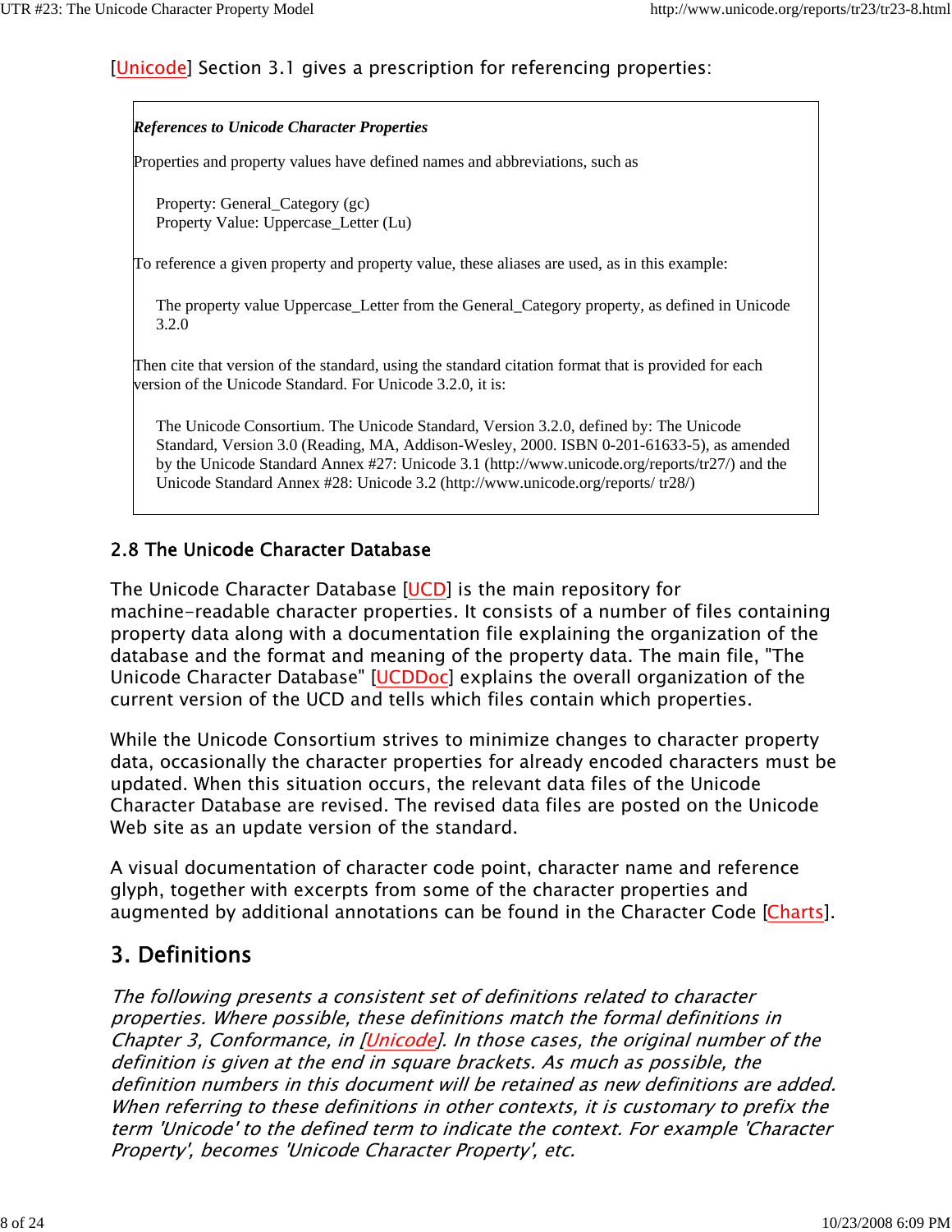[Unicode] Section 3.1 gives a prescription for referencing properties:

> ***References to Unicode Character Properties***
>
> Properties and property values have defined names and abbreviations, such as
>
> > Property: General_Category (gc)
> > Property Value: Uppercase_Letter (Lu)
>
> To reference a given property and property value, these aliases are used, as in this example:
>
> > The property value Uppercase_Letter from the General_Category property, as defined in Unicode 3.2.0
>
> Then cite that version of the standard, using the standard citation format that is provided for each version of the Unicode Standard. For Unicode 3.2.0, it is:
>
> > The Unicode Consortium. The Unicode Standard, Version 3.2.0, defined by: The Unicode Standard, Version 3.0 (Reading, MA, Addison-Wesley, 2000. ISBN 0-201-61633-5), as amended by the Unicode Standard Annex #27: Unicode 3.1 (http://www.unicode.org/reports/tr27/) and the Unicode Standard Annex #28: Unicode 3.2 (http://www.unicode.org/reports/ tr28/)

### 2.8 The Unicode Character Database

The Unicode Character Database [UCD] is the main repository for machine-readable character properties. It consists of a number of files containing property data along with a documentation file explaining the organization of the database and the format and meaning of the property data. The main file, "The Unicode Character Database" [UCDDoc] explains the overall organization of the current version of the UCD and tells which files contain which properties.

While the Unicode Consortium strives to minimize changes to character property data, occasionally the character properties for already encoded characters must be updated. When this situation occurs, the relevant data files of the Unicode Character Database are revised. The revised data files are posted on the Unicode Web site as an update version of the standard.

A visual documentation of character code point, character name and reference glyph, together with excerpts from some of the character properties and augmented by additional annotations can be found in the Character Code [Charts].

## 3. Definitions

*The following presents a consistent set of definitions related to character properties. Where possible, these definitions match the formal definitions in Chapter 3, Conformance, in [Unicode]. In those cases, the original number of the definition is given at the end in square brackets. As much as possible, the definition numbers in this document will be retained as new definitions are added. When referring to these definitions in other contexts, it is customary to prefix the term 'Unicode' to the defined term to indicate the context. For example 'Character Property', becomes 'Unicode Character Property', etc.*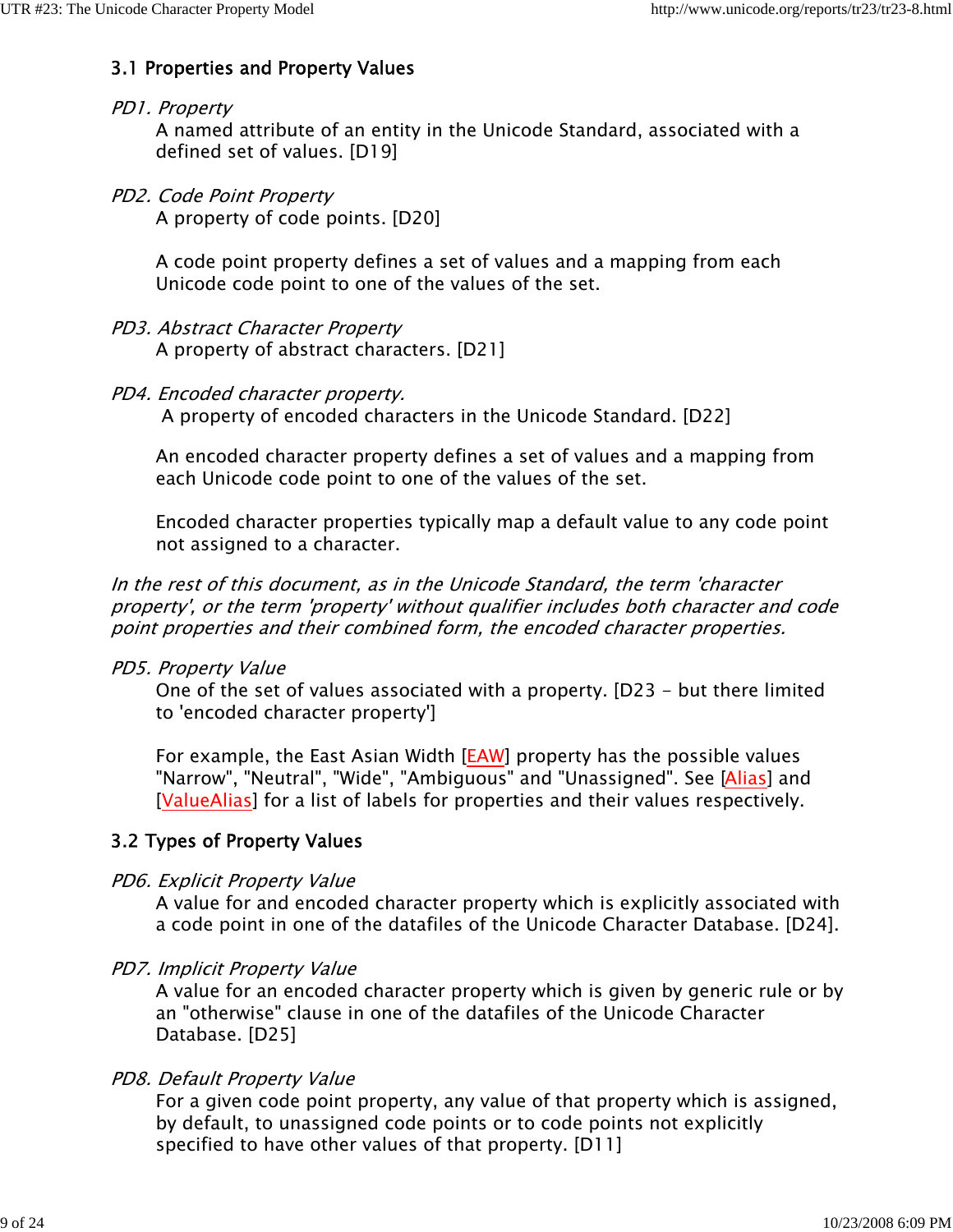## 3.1 Properties and Property Values

*PD1. Property*

A named attribute of an entity in the Unicode Standard, associated with a defined set of values. [D19]

*PD2. Code Point Property*

A property of code points. [D20]

A code point property defines a set of values and a mapping from each Unicode code point to one of the values of the set.

*PD3. Abstract Character Property*

A property of abstract characters. [D21]

*PD4. Encoded character property.*

A property of encoded characters in the Unicode Standard. [D22]

An encoded character property defines a set of values and a mapping from each Unicode code point to one of the values of the set.

Encoded character properties typically map a default value to any code point not assigned to a character.

*In the rest of this document, as in the Unicode Standard, the term 'character property', or the term 'property' without qualifier includes both character and code point properties and their combined form, the encoded character properties.*

*PD5. Property Value*

One of the set of values associated with a property. [D23 - but there limited to 'encoded character property']

For example, the East Asian Width [EAW] property has the possible values "Narrow", "Neutral", "Wide", "Ambiguous" and "Unassigned". See [Alias] and [ValueAlias] for a list of labels for properties and their values respectively.

## 3.2 Types of Property Values

*PD6. Explicit Property Value*

A value for and encoded character property which is explicitly associated with a code point in one of the datafiles of the Unicode Character Database. [D24].

*PD7. Implicit Property Value*

A value for an encoded character property which is given by generic rule or by an "otherwise" clause in one of the datafiles of the Unicode Character Database. [D25]

*PD8. Default Property Value*

For a given code point property, any value of that property which is assigned, by default, to unassigned code points or to code points not explicitly specified to have other values of that property. [D11]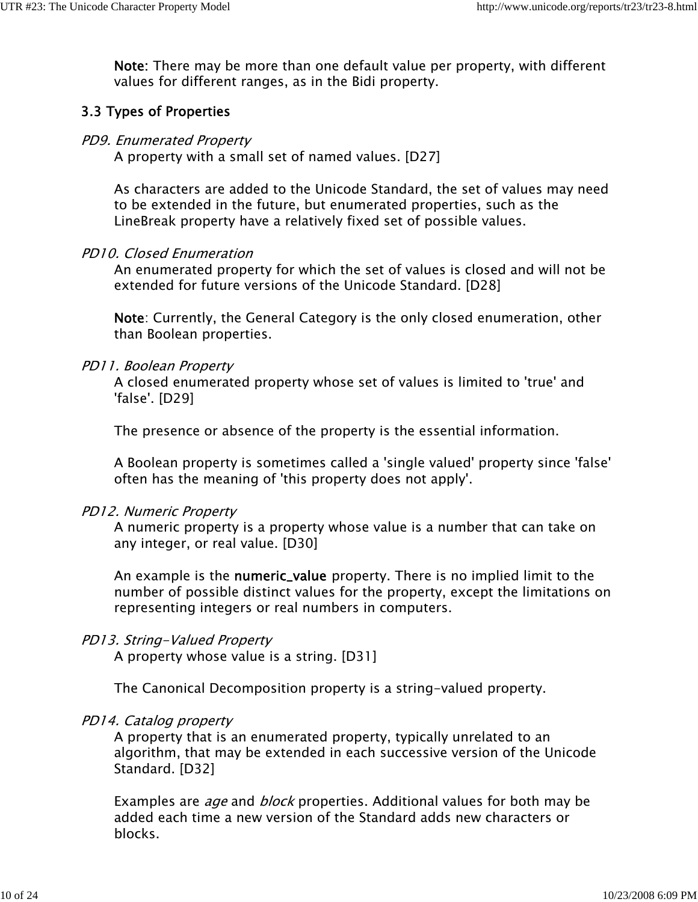**Note**: There may be more than one default value per property, with different values for different ranges, as in the Bidi property.

### 3.3 Types of Properties

*PD9. Enumerated Property*

A property with a small set of named values. [D27]

As characters are added to the Unicode Standard, the set of values may need to be extended in the future, but enumerated properties, such as the LineBreak property have a relatively fixed set of possible values.

*PD10. Closed Enumeration*

An enumerated property for which the set of values is closed and will not be extended for future versions of the Unicode Standard. [D28]

**Note**: Currently, the General Category is the only closed enumeration, other than Boolean properties.

*PD11. Boolean Property*

A closed enumerated property whose set of values is limited to 'true' and 'false'. [D29]

The presence or absence of the property is the essential information.

A Boolean property is sometimes called a 'single valued' property since 'false' often has the meaning of 'this property does not apply'.

*PD12. Numeric Property*

A numeric property is a property whose value is a number that can take on any integer, or real value. [D30]

An example is the **numeric_value** property. There is no implied limit to the number of possible distinct values for the property, except the limitations on representing integers or real numbers in computers.

*PD13. String-Valued Property*

A property whose value is a string. [D31]

The Canonical Decomposition property is a string-valued property.

*PD14. Catalog property*

A property that is an enumerated property, typically unrelated to an algorithm, that may be extended in each successive version of the Unicode Standard. [D32]

Examples are *age* and *block* properties. Additional values for both may be added each time a new version of the Standard adds new characters or blocks.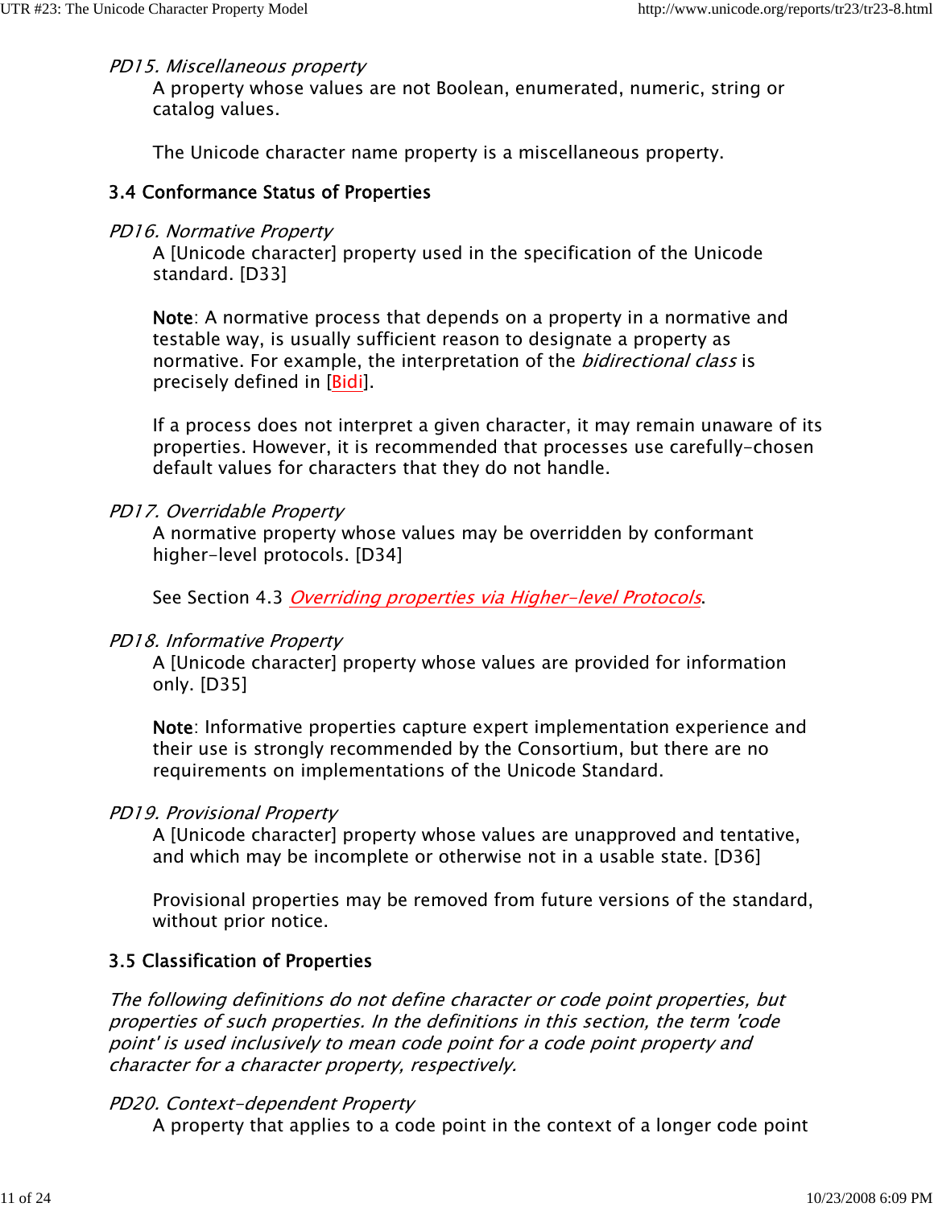*PD15. Miscellaneous property*

A property whose values are not Boolean, enumerated, numeric, string or catalog values.

The Unicode character name property is a miscellaneous property.

### 3.4 Conformance Status of Properties

*PD16. Normative Property*

A [Unicode character] property used in the specification of the Unicode standard. [D33]

**Note**: A normative process that depends on a property in a normative and testable way, is usually sufficient reason to designate a property as normative. For example, the interpretation of the *bidirectional class* is precisely defined in [Bidi].

If a process does not interpret a given character, it may remain unaware of its properties. However, it is recommended that processes use carefully-chosen default values for characters that they do not handle.

*PD17. Overridable Property*

A normative property whose values may be overridden by conformant higher-level protocols. [D34]

See Section 4.3 *Overriding properties via Higher-level Protocols*.

*PD18. Informative Property*

A [Unicode character] property whose values are provided for information only. [D35]

**Note**: Informative properties capture expert implementation experience and their use is strongly recommended by the Consortium, but there are no requirements on implementations of the Unicode Standard.

*PD19. Provisional Property*

A [Unicode character] property whose values are unapproved and tentative, and which may be incomplete or otherwise not in a usable state. [D36]

Provisional properties may be removed from future versions of the standard, without prior notice.

### 3.5 Classification of Properties

*The following definitions do not define character or code point properties, but properties of such properties. In the definitions in this section, the term 'code point' is used inclusively to mean code point for a code point property and character for a character property, respectively.*

*PD20. Context-dependent Property*

A property that applies to a code point in the context of a longer code point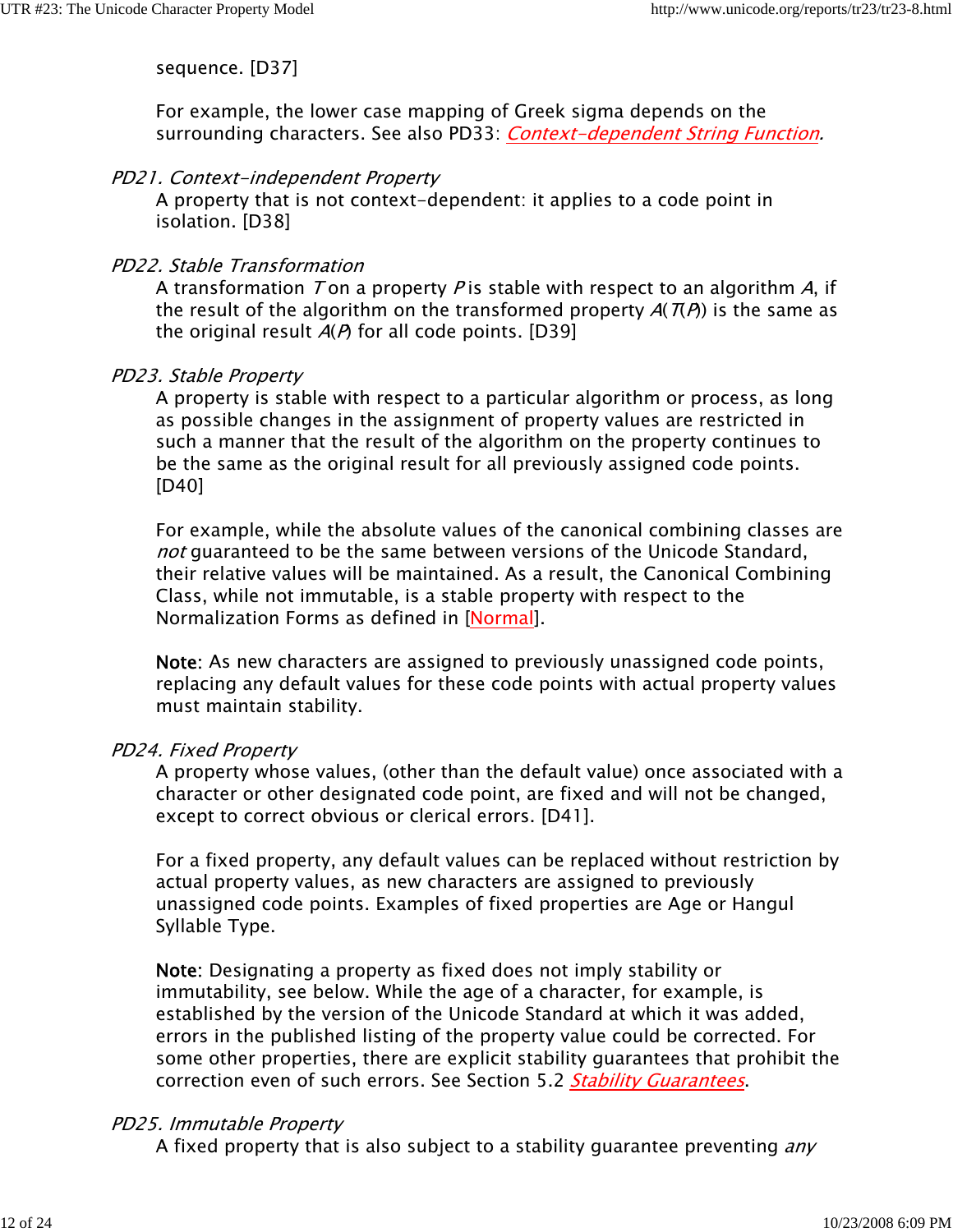sequence. [D37]

For example, the lower case mapping of Greek sigma depends on the surrounding characters. See also PD33: *Context-dependent String Function*.

*PD21. Context-independent Property*

A property that is not context-dependent: it applies to a code point in isolation. [D38]

*PD22. Stable Transformation*

A transformation $T$ on a property $P$ is stable with respect to an algorithm $A$, if the result of the algorithm on the transformed property $A(T(P))$ is the same as the original result $A(P)$ for all code points. [D39]

*PD23. Stable Property*

A property is stable with respect to a particular algorithm or process, as long as possible changes in the assignment of property values are restricted in such a manner that the result of the algorithm on the property continues to be the same as the original result for all previously assigned code points. [D40]

For example, while the absolute values of the canonical combining classes are *not* guaranteed to be the same between versions of the Unicode Standard, their relative values will be maintained. As a result, the Canonical Combining Class, while not immutable, is a stable property with respect to the Normalization Forms as defined in [Normal].

**Note**: As new characters are assigned to previously unassigned code points, replacing any default values for these code points with actual property values must maintain stability.

*PD24. Fixed Property*

A property whose values, (other than the default value) once associated with a character or other designated code point, are fixed and will not be changed, except to correct obvious or clerical errors. [D41].

For a fixed property, any default values can be replaced without restriction by actual property values, as new characters are assigned to previously unassigned code points. Examples of fixed properties are Age or Hangul Syllable Type.

**Note**: Designating a property as fixed does not imply stability or immutability, see below. While the age of a character, for example, is established by the version of the Unicode Standard at which it was added, errors in the published listing of the property value could be corrected. For some other properties, there are explicit stability guarantees that prohibit the correction even of such errors. See Section 5.2 *Stability Guarantees*.

*PD25. Immutable Property*

A fixed property that is also subject to a stability guarantee preventing *any*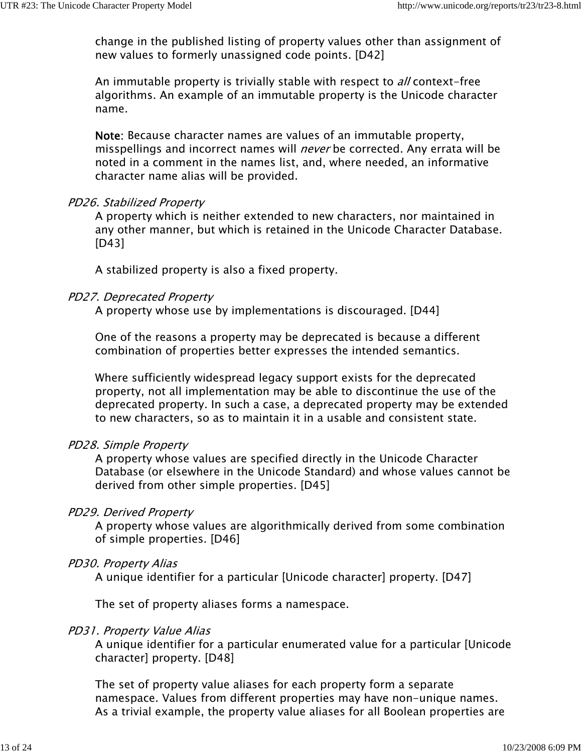change in the published listing of property values other than assignment of new values to formerly unassigned code points. [D42]

An immutable property is trivially stable with respect to *all* context-free algorithms. An example of an immutable property is the Unicode character name.

**Note**: Because character names are values of an immutable property, misspellings and incorrect names will *never* be corrected. Any errata will be noted in a comment in the names list, and, where needed, an informative character name alias will be provided.

*PD26. Stabilized Property*

A property which is neither extended to new characters, nor maintained in any other manner, but which is retained in the Unicode Character Database. [D43]

A stabilized property is also a fixed property.

*PD27. Deprecated Property*

A property whose use by implementations is discouraged. [D44]

One of the reasons a property may be deprecated is because a different combination of properties better expresses the intended semantics.

Where sufficiently widespread legacy support exists for the deprecated property, not all implementation may be able to discontinue the use of the deprecated property. In such a case, a deprecated property may be extended to new characters, so as to maintain it in a usable and consistent state.

*PD28. Simple Property*

A property whose values are specified directly in the Unicode Character Database (or elsewhere in the Unicode Standard) and whose values cannot be derived from other simple properties. [D45]

*PD29. Derived Property*

A property whose values are algorithmically derived from some combination of simple properties. [D46]

*PD30. Property Alias*

A unique identifier for a particular [Unicode character] property. [D47]

The set of property aliases forms a namespace.

*PD31. Property Value Alias*

A unique identifier for a particular enumerated value for a particular [Unicode character] property. [D48]

The set of property value aliases for each property form a separate namespace. Values from different properties may have non-unique names. As a trivial example, the property value aliases for all Boolean properties are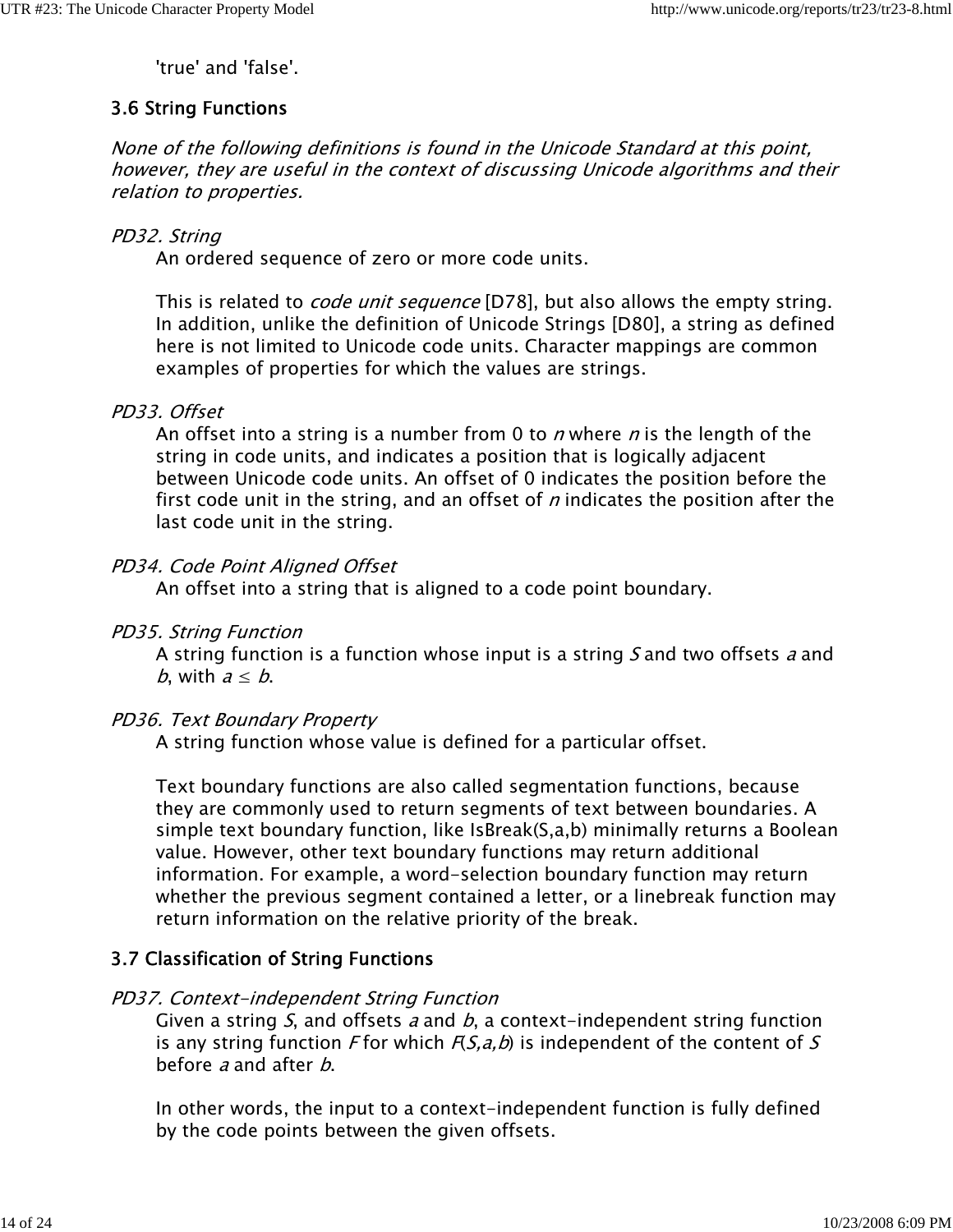'true' and 'false'.

### 3.6 String Functions

*None of the following definitions is found in the Unicode Standard at this point, however, they are useful in the context of discussing Unicode algorithms and their relation to properties.*

*PD32. String*

An ordered sequence of zero or more code units.

This is related to *code unit sequence* [D78], but also allows the empty string. In addition, unlike the definition of Unicode Strings [D80], a string as defined here is not limited to Unicode code units. Character mappings are common examples of properties for which the values are strings.

*PD33. Offset*

An offset into a string is a number from 0 to $n$ where $n$ is the length of the string in code units, and indicates a position that is logically adjacent between Unicode code units. An offset of 0 indicates the position before the first code unit in the string, and an offset of $n$ indicates the position after the last code unit in the string.

*PD34. Code Point Aligned Offset*

An offset into a string that is aligned to a code point boundary.

*PD35. String Function*

A string function is a function whose input is a string $S$ and two offsets $a$ and $b$, with $a \leq b$.

*PD36. Text Boundary Property*

A string function whose value is defined for a particular offset.

Text boundary functions are also called segmentation functions, because they are commonly used to return segments of text between boundaries. A simple text boundary function, like IsBreak(S,a,b) minimally returns a Boolean value. However, other text boundary functions may return additional information. For example, a word-selection boundary function may return whether the previous segment contained a letter, or a linebreak function may return information on the relative priority of the break.

### 3.7 Classification of String Functions

*PD37. Context-independent String Function*

Given a string $S$, and offsets $a$ and $b$, a context-independent string function is any string function $F$ for which $F(S,a,b)$ is independent of the content of $S$ before $a$ and after $b$.

In other words, the input to a context-independent function is fully defined by the code points between the given offsets.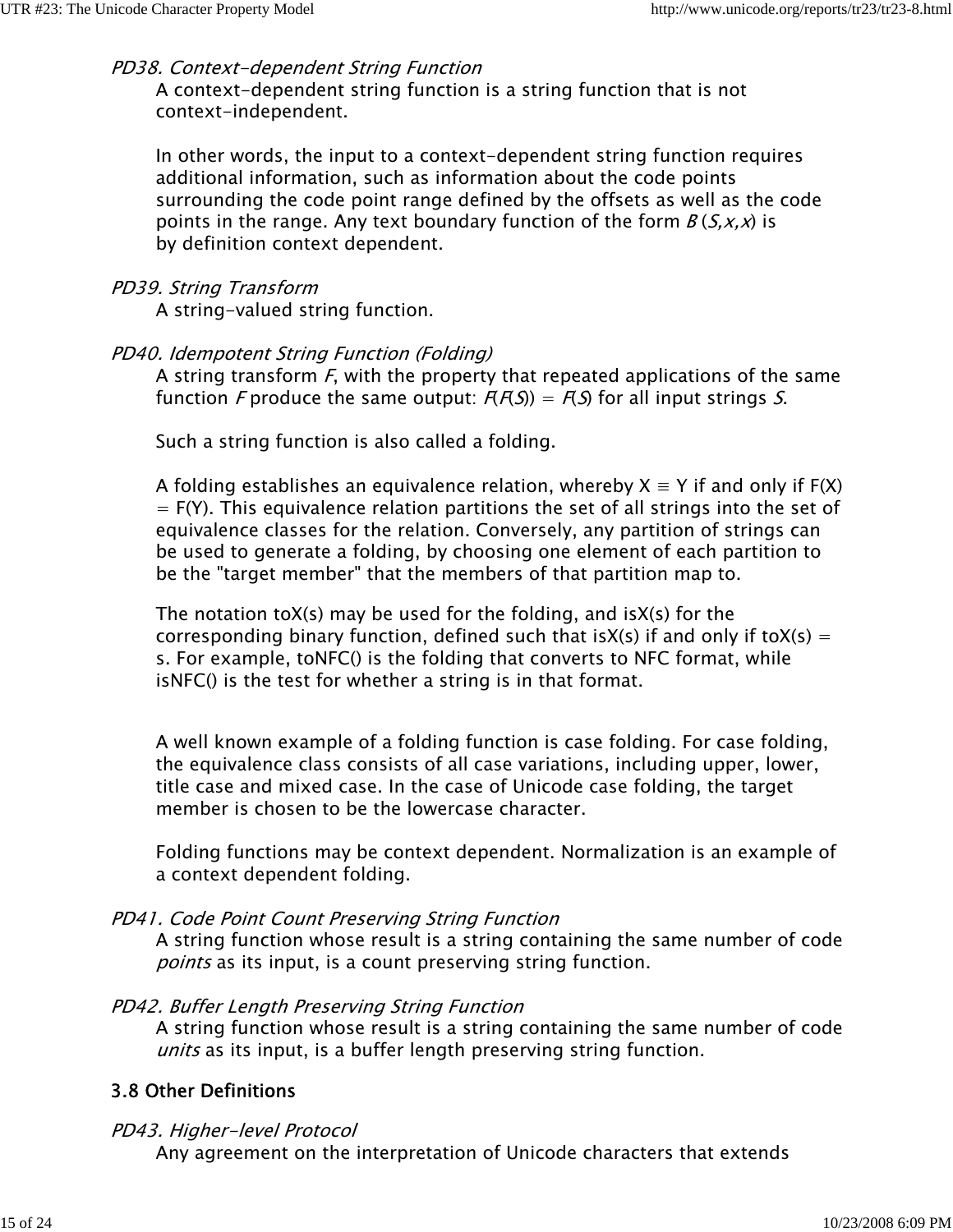*PD38. Context-dependent String Function*

A context-dependent string function is a string function that is not context-independent.

In other words, the input to a context-dependent string function requires additional information, such as information about the code points surrounding the code point range defined by the offsets as well as the code points in the range. Any text boundary function of the form $B(S,x,x)$ is by definition context dependent.

*PD39. String Transform*

A string-valued string function.

*PD40. Idempotent String Function (Folding)*

A string transform $F$, with the property that repeated applications of the same function $F$ produce the same output: $F(F(S)) = F(S)$ for all input strings $S$.

Such a string function is also called a folding.

A folding establishes an equivalence relation, whereby $X \equiv Y$ if and only if $F(X) = F(Y)$. This equivalence relation partitions the set of all strings into the set of equivalence classes for the relation. Conversely, any partition of strings can be used to generate a folding, by choosing one element of each partition to be the "target member" that the members of that partition map to.

The notation toX(s) may be used for the folding, and isX(s) for the corresponding binary function, defined such that isX(s) if and only if toX(s) = s. For example, toNFC() is the folding that converts to NFC format, while isNFC() is the test for whether a string is in that format.

A well known example of a folding function is case folding. For case folding, the equivalence class consists of all case variations, including upper, lower, title case and mixed case. In the case of Unicode case folding, the target member is chosen to be the lowercase character.

Folding functions may be context dependent. Normalization is an example of a context dependent folding.

*PD41. Code Point Count Preserving String Function*

A string function whose result is a string containing the same number of code *points* as its input, is a count preserving string function.

*PD42. Buffer Length Preserving String Function*

A string function whose result is a string containing the same number of code *units* as its input, is a buffer length preserving string function.

### 3.8 Other Definitions

*PD43. Higher-level Protocol*

Any agreement on the interpretation of Unicode characters that extends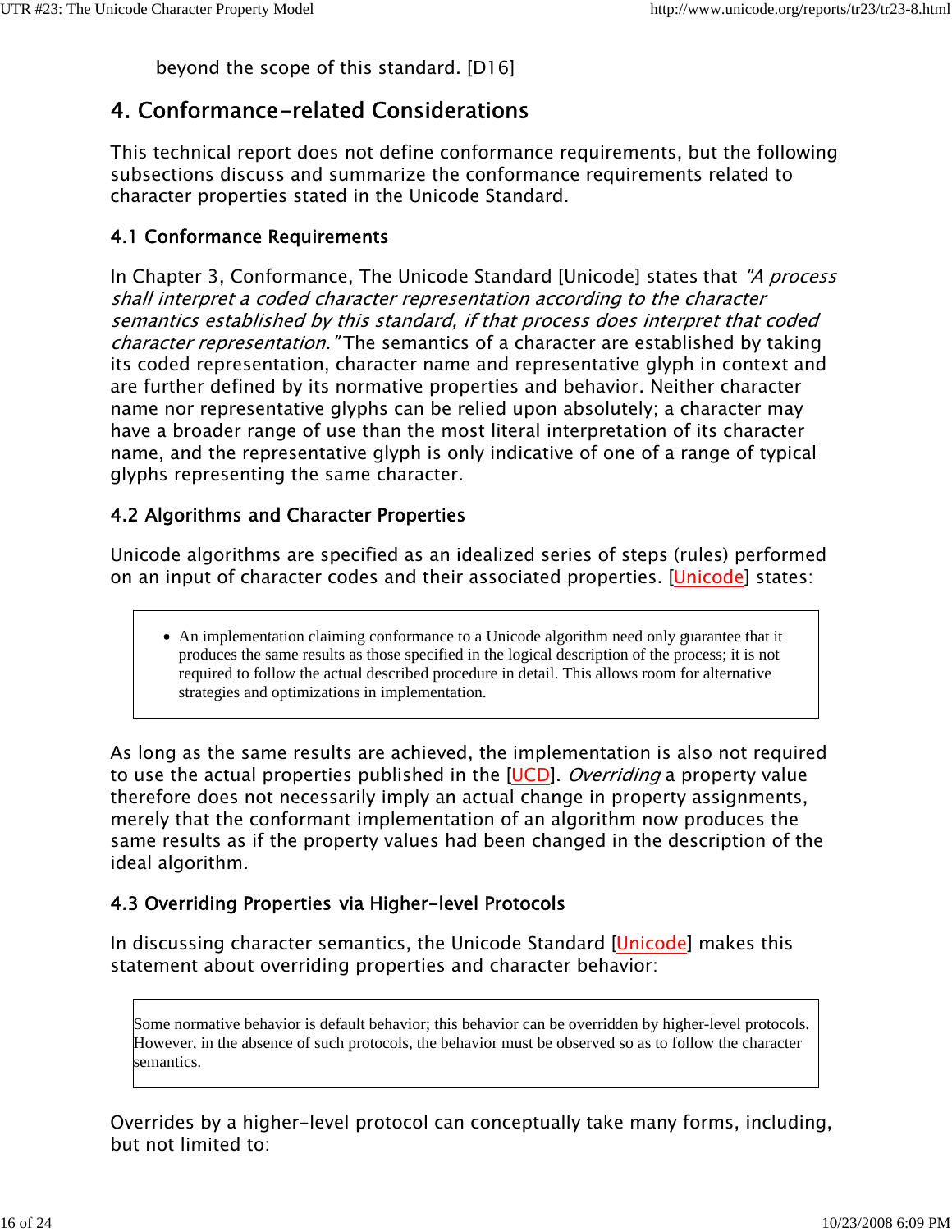beyond the scope of this standard. [D16]

## 4. Conformance-related Considerations

This technical report does not define conformance requirements, but the following subsections discuss and summarize the conformance requirements related to character properties stated in the Unicode Standard.

### 4.1 Conformance Requirements

In Chapter 3, Conformance, The Unicode Standard [Unicode] states that *"A process shall interpret a coded character representation according to the character semantics established by this standard, if that process does interpret that coded character representation."* The semantics of a character are established by taking its coded representation, character name and representative glyph in context and are further defined by its normative properties and behavior. Neither character name nor representative glyphs can be relied upon absolutely; a character may have a broader range of use than the most literal interpretation of its character name, and the representative glyph is only indicative of one of a range of typical glyphs representing the same character.

### 4.2 Algorithms and Character Properties

Unicode algorithms are specified as an idealized series of steps (rules) performed on an input of character codes and their associated properties. [Unicode] states:

> - An implementation claiming conformance to a Unicode algorithm need only guarantee that it produces the same results as those specified in the logical description of the process; it is not required to follow the actual described procedure in detail. This allows room for alternative strategies and optimizations in implementation.

As long as the same results are achieved, the implementation is also not required to use the actual properties published in the [UCD]. *Overriding* a property value therefore does not necessarily imply an actual change in property assignments, merely that the conformant implementation of an algorithm now produces the same results as if the property values had been changed in the description of the ideal algorithm.

### 4.3 Overriding Properties via Higher-level Protocols

In discussing character semantics, the Unicode Standard [Unicode] makes this statement about overriding properties and character behavior:

> Some normative behavior is default behavior; this behavior can be overridden by higher-level protocols. However, in the absence of such protocols, the behavior must be observed so as to follow the character semantics.

Overrides by a higher-level protocol can conceptually take many forms, including, but not limited to: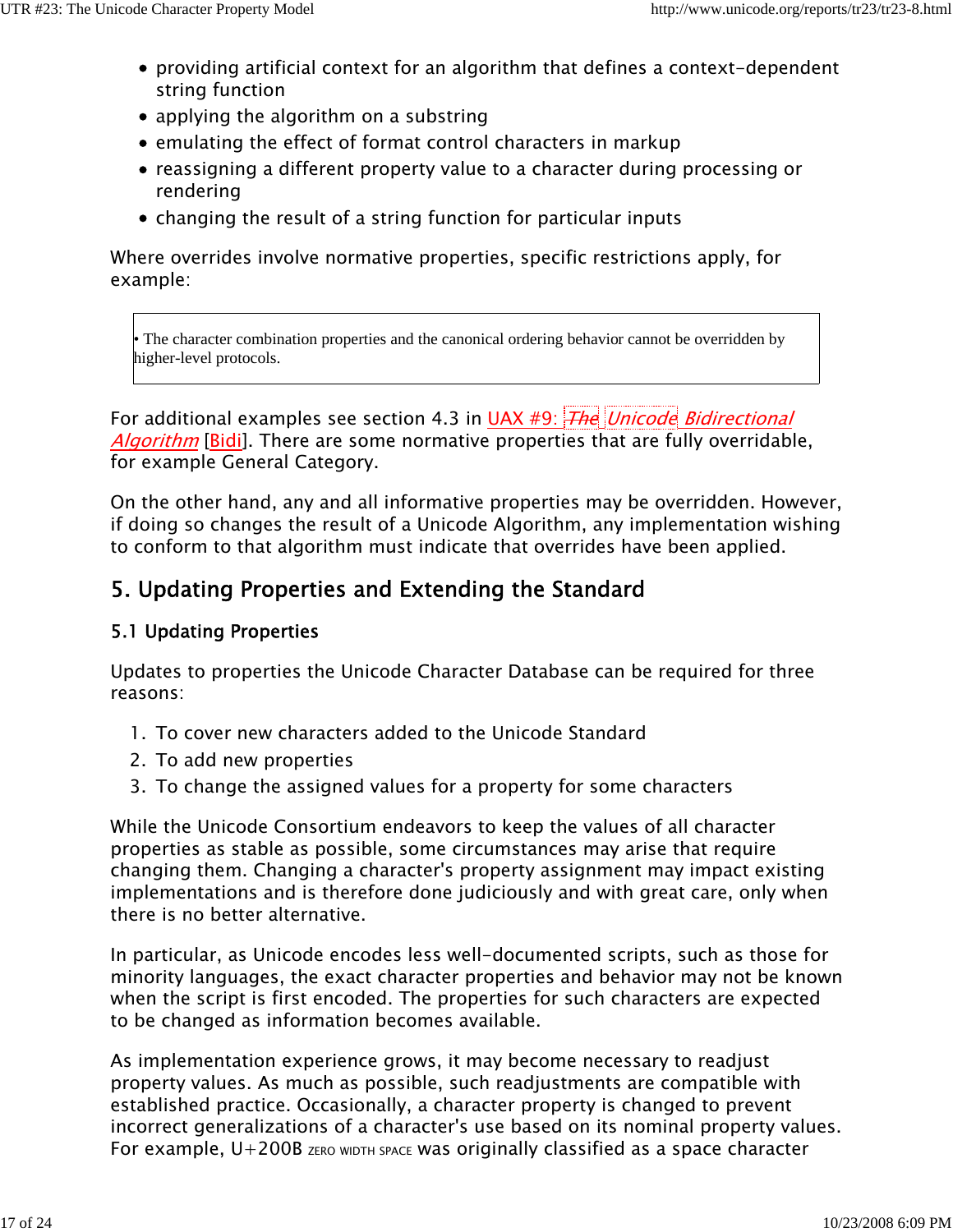- providing artificial context for an algorithm that defines a context-dependent string function
- applying the algorithm on a substring
- emulating the effect of format control characters in markup
- reassigning a different property value to a character during processing or rendering
- changing the result of a string function for particular inputs

Where overrides involve normative properties, specific restrictions apply, for example:

> • The character combination properties and the canonical ordering behavior cannot be overridden by higher-level protocols.

For additional examples see section 4.3 in UAX #9: *The Unicode Bidirectional Algorithm* [Bidi]. There are some normative properties that are fully overridable, for example General Category.

On the other hand, any and all informative properties may be overridden. However, if doing so changes the result of a Unicode Algorithm, any implementation wishing to conform to that algorithm must indicate that overrides have been applied.

## 5. Updating Properties and Extending the Standard

### 5.1 Updating Properties

Updates to properties the Unicode Character Database can be required for three reasons:

1. To cover new characters added to the Unicode Standard
2. To add new properties
3. To change the assigned values for a property for some characters

While the Unicode Consortium endeavors to keep the values of all character properties as stable as possible, some circumstances may arise that require changing them. Changing a character's property assignment may impact existing implementations and is therefore done judiciously and with great care, only when there is no better alternative.

In particular, as Unicode encodes less well-documented scripts, such as those for minority languages, the exact character properties and behavior may not be known when the script is first encoded. The properties for such characters are expected to be changed as information becomes available.

As implementation experience grows, it may become necessary to readjust property values. As much as possible, such readjustments are compatible with established practice. Occasionally, a character property is changed to prevent incorrect generalizations of a character's use based on its nominal property values. For example, U+200B ZERO WIDTH SPACE was originally classified as a space character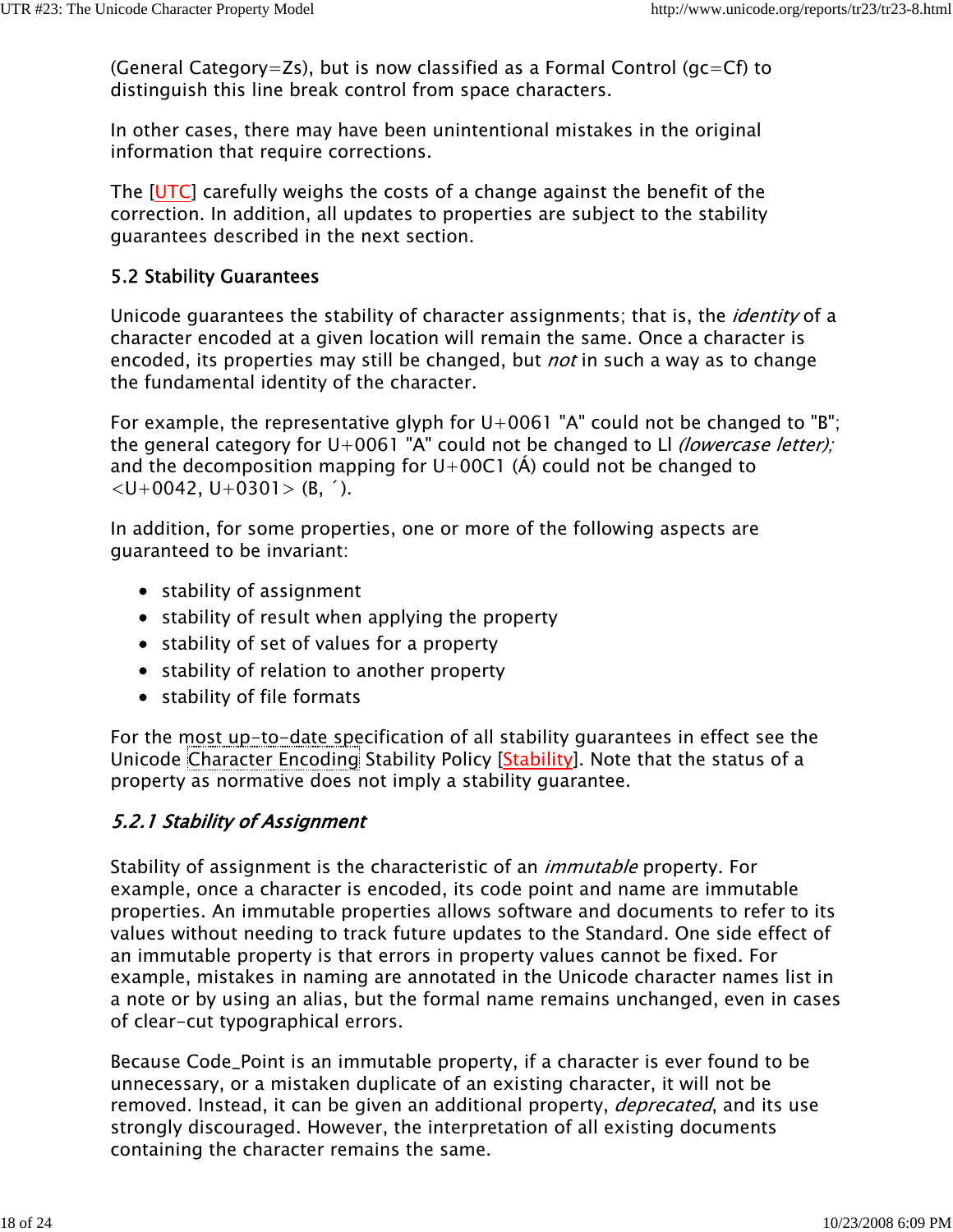(General Category=Zs), but is now classified as a Formal Control (gc=Cf) to distinguish this line break control from space characters.

In other cases, there may have been unintentional mistakes in the original information that require corrections.

The [UTC] carefully weighs the costs of a change against the benefit of the correction. In addition, all updates to properties are subject to the stability guarantees described in the next section.

### 5.2 Stability Guarantees

Unicode guarantees the stability of character assignments; that is, the *identity* of a character encoded at a given location will remain the same. Once a character is encoded, its properties may still be changed, but *not* in such a way as to change the fundamental identity of the character.

For example, the representative glyph for U+0061 "A" could not be changed to "B"; the general category for U+0061 "A" could not be changed to Ll *(lowercase letter);* and the decomposition mapping for U+00C1 (Á) could not be changed to <U+0042, U+0301> (B, ´).

In addition, for some properties, one or more of the following aspects are guaranteed to be invariant:

- stability of assignment
- stability of result when applying the property
- stability of set of values for a property
- stability of relation to another property
- stability of file formats

For the most up-to-date specification of all stability guarantees in effect see the Unicode Character Encoding Stability Policy [Stability]. Note that the status of a property as normative does not imply a stability guarantee.

#### *5.2.1 Stability of Assignment*

Stability of assignment is the characteristic of an *immutable* property. For example, once a character is encoded, its code point and name are immutable properties. An immutable properties allows software and documents to refer to its values without needing to track future updates to the Standard. One side effect of an immutable property is that errors in property values cannot be fixed. For example, mistakes in naming are annotated in the Unicode character names list in a note or by using an alias, but the formal name remains unchanged, even in cases of clear-cut typographical errors.

Because Code_Point is an immutable property, if a character is ever found to be unnecessary, or a mistaken duplicate of an existing character, it will not be removed. Instead, it can be given an additional property, *deprecated*, and its use strongly discouraged. However, the interpretation of all existing documents containing the character remains the same.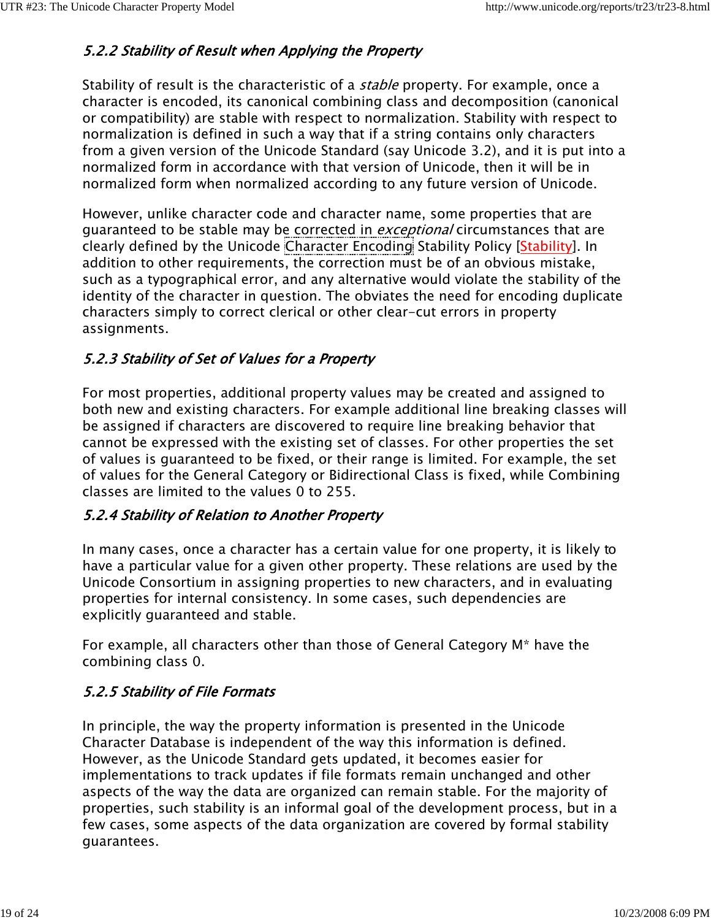### *5.2.2 Stability of Result when Applying the Property*

Stability of result is the characteristic of a *stable* property. For example, once a character is encoded, its canonical combining class and decomposition (canonical or compatibility) are stable with respect to normalization. Stability with respect to normalization is defined in such a way that if a string contains only characters from a given version of the Unicode Standard (say Unicode 3.2), and it is put into a normalized form in accordance with that version of Unicode, then it will be in normalized form when normalized according to any future version of Unicode.

However, unlike character code and character name, some properties that are guaranteed to be stable may be corrected in *exceptional* circumstances that are clearly defined by the Unicode Character Encoding Stability Policy [Stability]. In addition to other requirements, the correction must be of an obvious mistake, such as a typographical error, and any alternative would violate the stability of the identity of the character in question. The obviates the need for encoding duplicate characters simply to correct clerical or other clear-cut errors in property assignments.

### *5.2.3 Stability of Set of Values for a Property*

For most properties, additional property values may be created and assigned to both new and existing characters. For example additional line breaking classes will be assigned if characters are discovered to require line breaking behavior that cannot be expressed with the existing set of classes. For other properties the set of values is guaranteed to be fixed, or their range is limited. For example, the set of values for the General Category or Bidirectional Class is fixed, while Combining classes are limited to the values 0 to 255.

### *5.2.4 Stability of Relation to Another Property*

In many cases, once a character has a certain value for one property, it is likely to have a particular value for a given other property. These relations are used by the Unicode Consortium in assigning properties to new characters, and in evaluating properties for internal consistency. In some cases, such dependencies are explicitly guaranteed and stable.

For example, all characters other than those of General Category M* have the combining class 0.

### *5.2.5 Stability of File Formats*

In principle, the way the property information is presented in the Unicode Character Database is independent of the way this information is defined. However, as the Unicode Standard gets updated, it becomes easier for implementations to track updates if file formats remain unchanged and other aspects of the way the data are organized can remain stable. For the majority of properties, such stability is an informal goal of the development process, but in a few cases, some aspects of the data organization are covered by formal stability guarantees.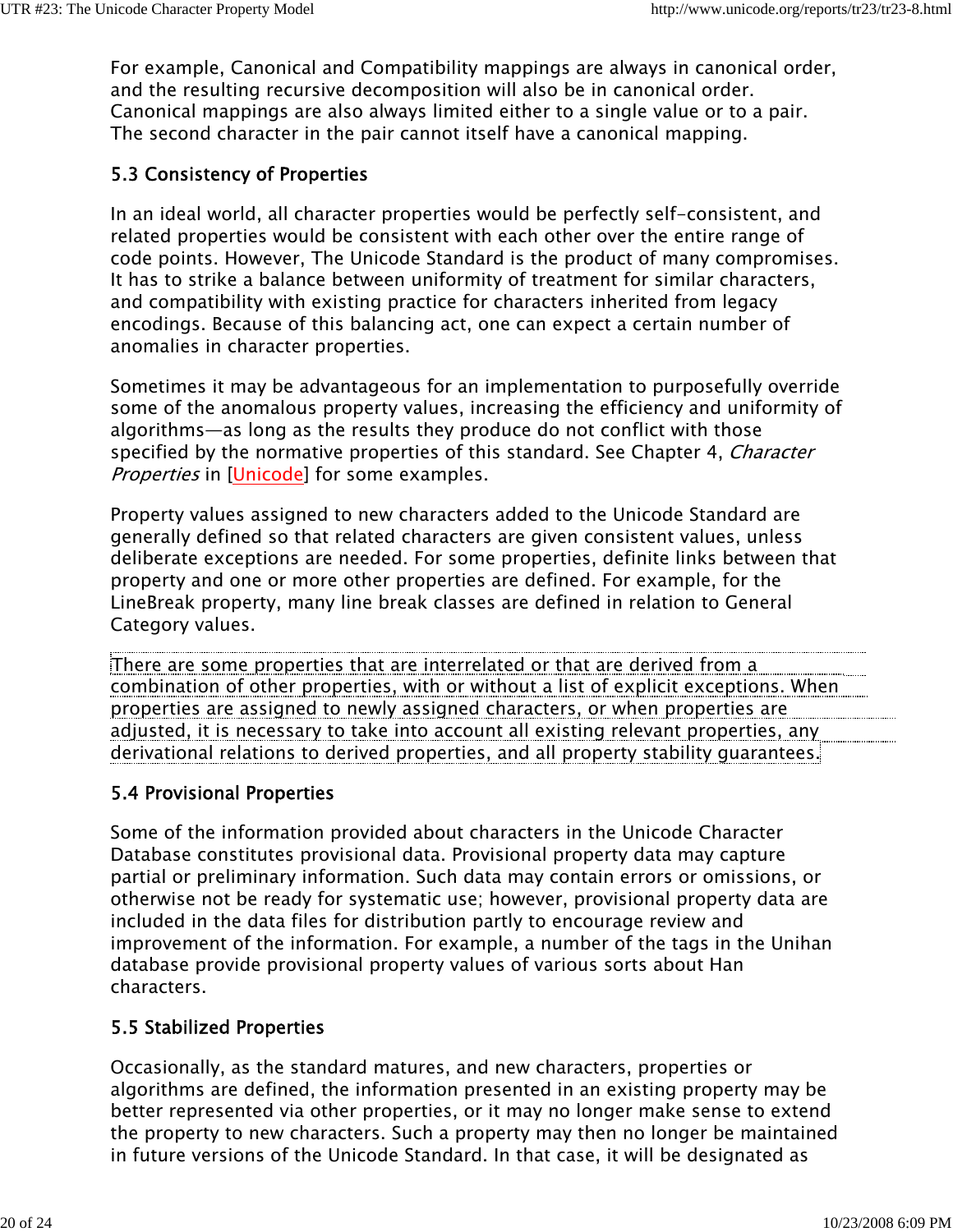For example, Canonical and Compatibility mappings are always in canonical order, and the resulting recursive decomposition will also be in canonical order. Canonical mappings are also always limited either to a single value or to a pair. The second character in the pair cannot itself have a canonical mapping.

### 5.3 Consistency of Properties

In an ideal world, all character properties would be perfectly self-consistent, and related properties would be consistent with each other over the entire range of code points. However, The Unicode Standard is the product of many compromises. It has to strike a balance between uniformity of treatment for similar characters, and compatibility with existing practice for characters inherited from legacy encodings. Because of this balancing act, one can expect a certain number of anomalies in character properties.

Sometimes it may be advantageous for an implementation to purposefully override some of the anomalous property values, increasing the efficiency and uniformity of algorithms—as long as the results they produce do not conflict with those specified by the normative properties of this standard. See Chapter 4, *Character Properties* in [Unicode] for some examples.

Property values assigned to new characters added to the Unicode Standard are generally defined so that related characters are given consistent values, unless deliberate exceptions are needed. For some properties, definite links between that property and one or more other properties are defined. For example, for the LineBreak property, many line break classes are defined in relation to General Category values.

There are some properties that are interrelated or that are derived from a combination of other properties, with or without a list of explicit exceptions. When properties are assigned to newly assigned characters, or when properties are adjusted, it is necessary to take into account all existing relevant properties, any derivational relations to derived properties, and all property stability guarantees.

### 5.4 Provisional Properties

Some of the information provided about characters in the Unicode Character Database constitutes provisional data. Provisional property data may capture partial or preliminary information. Such data may contain errors or omissions, or otherwise not be ready for systematic use; however, provisional property data are included in the data files for distribution partly to encourage review and improvement of the information. For example, a number of the tags in the Unihan database provide provisional property values of various sorts about Han characters.

### 5.5 Stabilized Properties

Occasionally, as the standard matures, and new characters, properties or algorithms are defined, the information presented in an existing property may be better represented via other properties, or it may no longer make sense to extend the property to new characters. Such a property may then no longer be maintained in future versions of the Unicode Standard. In that case, it will be designated as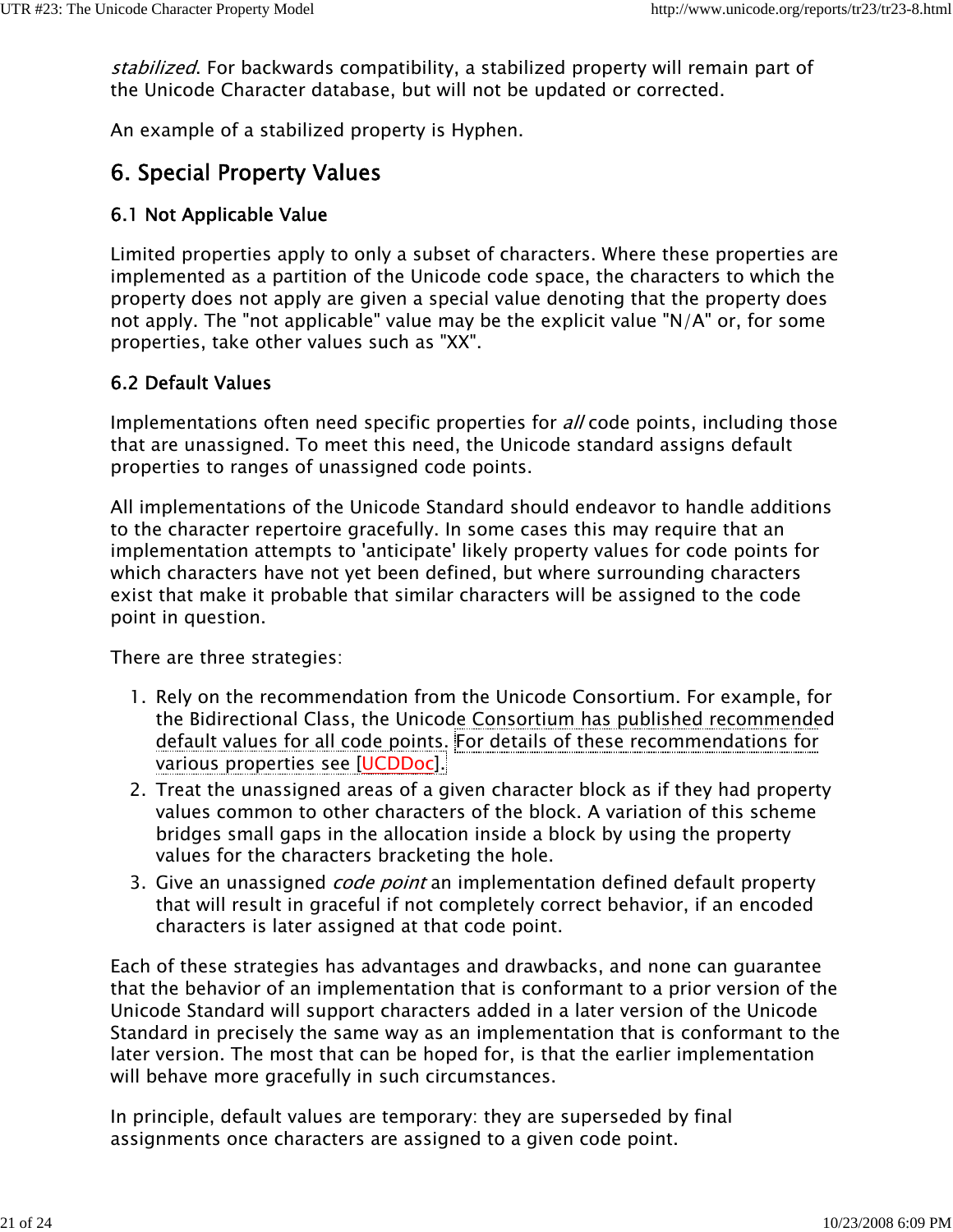*stabilized*. For backwards compatibility, a stabilized property will remain part of the Unicode Character database, but will not be updated or corrected.

An example of a stabilized property is Hyphen.

## 6. Special Property Values

### 6.1 Not Applicable Value

Limited properties apply to only a subset of characters. Where these properties are implemented as a partition of the Unicode code space, the characters to which the property does not apply are given a special value denoting that the property does not apply. The "not applicable" value may be the explicit value "N/A" or, for some properties, take other values such as "XX".

### 6.2 Default Values

Implementations often need specific properties for *all* code points, including those that are unassigned. To meet this need, the Unicode standard assigns default properties to ranges of unassigned code points.

All implementations of the Unicode Standard should endeavor to handle additions to the character repertoire gracefully. In some cases this may require that an implementation attempts to 'anticipate' likely property values for code points for which characters have not yet been defined, but where surrounding characters exist that make it probable that similar characters will be assigned to the code point in question.

There are three strategies:

1. Rely on the recommendation from the Unicode Consortium. For example, for the Bidirectional Class, the Unicode Consortium has published recommended default values for all code points. For details of these recommendations for various properties see [UCDDoc].
2. Treat the unassigned areas of a given character block as if they had property values common to other characters of the block. A variation of this scheme bridges small gaps in the allocation inside a block by using the property values for the characters bracketing the hole.
3. Give an unassigned *code point* an implementation defined default property that will result in graceful if not completely correct behavior, if an encoded characters is later assigned at that code point.

Each of these strategies has advantages and drawbacks, and none can guarantee that the behavior of an implementation that is conformant to a prior version of the Unicode Standard will support characters added in a later version of the Unicode Standard in precisely the same way as an implementation that is conformant to the later version. The most that can be hoped for, is that the earlier implementation will behave more gracefully in such circumstances.

In principle, default values are temporary: they are superseded by final assignments once characters are assigned to a given code point.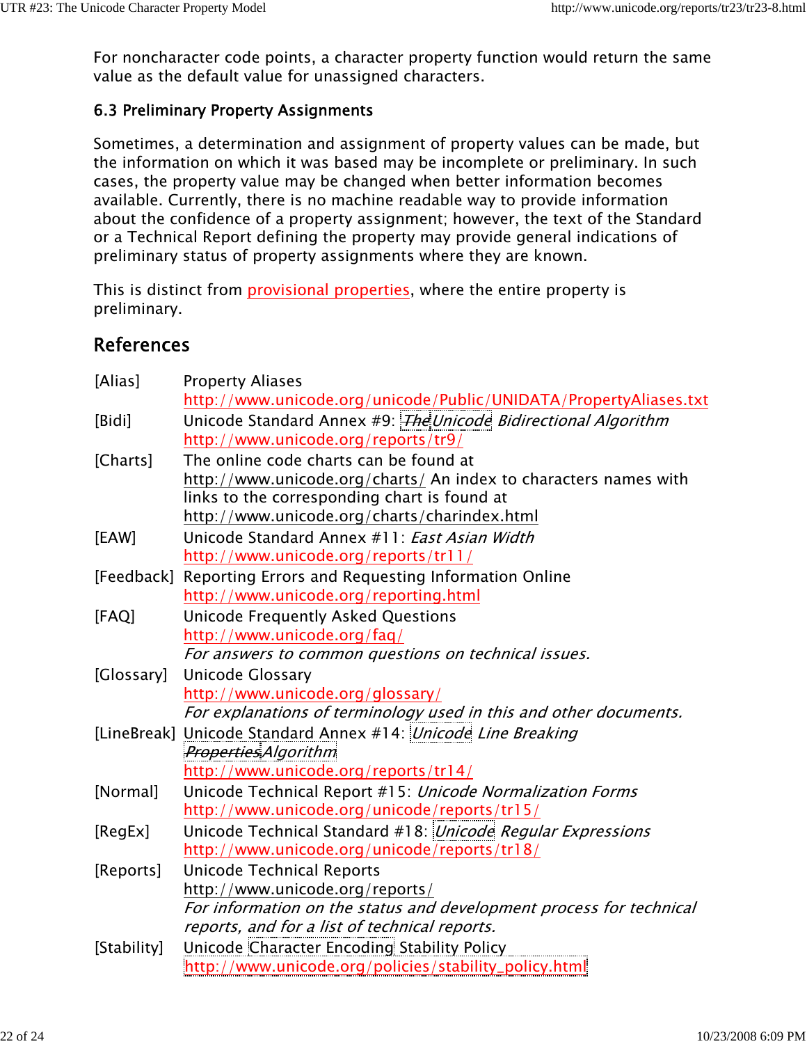For noncharacter code points, a character property function would return the same value as the default value for unassigned characters.

### 6.3 Preliminary Property Assignments

Sometimes, a determination and assignment of property values can be made, but the information on which it was based may be incomplete or preliminary. In such cases, the property value may be changed when better information becomes available. Currently, there is no machine readable way to provide information about the confidence of a property assignment; however, the text of the Standard or a Technical Report defining the property may provide general indications of preliminary status of property assignments where they are known.

This is distinct from provisional properties, where the entire property is preliminary.

## References

| | |
|---|---|
| [Alias] | Property Aliases<br>http://www.unicode.org/unicode/Public/UNIDATA/PropertyAliases.txt |
| [Bidi] | Unicode Standard Annex #9: *~~The~~Unicode Bidirectional Algorithm*<br>http://www.unicode.org/reports/tr9/ |
| [Charts] | The online code charts can be found at http://www.unicode.org/charts/ An index to characters names with links to the corresponding chart is found at http://www.unicode.org/charts/charindex.html |
| [EAW] | Unicode Standard Annex #11: *East Asian Width*<br>http://www.unicode.org/reports/tr11/ |
| [Feedback] | Reporting Errors and Requesting Information Online<br>http://www.unicode.org/reporting.html |
| [FAQ] | Unicode Frequently Asked Questions<br>http://www.unicode.org/faq/<br>*For answers to common questions on technical issues.* |
| [Glossary] | Unicode Glossary<br>http://www.unicode.org/glossary/<br>*For explanations of terminology used in this and other documents.* |
| [LineBreak] | Unicode Standard Annex #14: *Unicode Line Breaking ~~Properties~~Algorithm*<br>http://www.unicode.org/reports/tr14/ |
| [Normal] | Unicode Technical Report #15: *Unicode Normalization Forms*<br>http://www.unicode.org/unicode/reports/tr15/ |
| [RegEx] | Unicode Technical Standard #18: *Unicode Regular Expressions*<br>http://www.unicode.org/unicode/reports/tr18/ |
| [Reports] | Unicode Technical Reports<br>http://www.unicode.org/reports/<br>*For information on the status and development process for technical reports, and for a list of technical reports.* |
| [Stability] | Unicode Character Encoding Stability Policy<br>http://www.unicode.org/policies/stability_policy.html |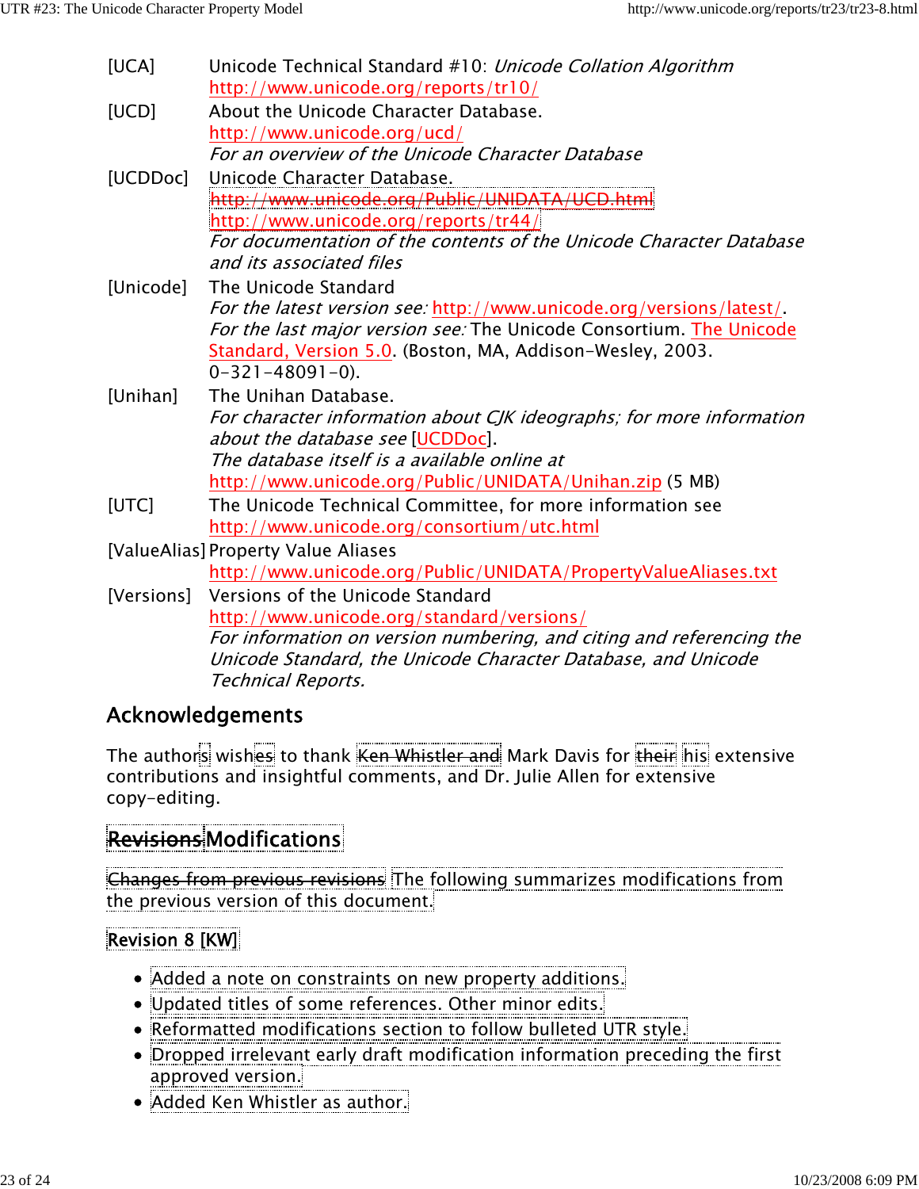[UCA] Unicode Technical Standard #10: *Unicode Collation Algorithm*
http://www.unicode.org/reports/tr10/

[UCD] About the Unicode Character Database.
http://www.unicode.org/ucd/
*For an overview of the Unicode Character Database*

[UCDDoc] Unicode Character Database.
~~http://www.unicode.org/Public/UNIDATA/UCD.html~~
http://www.unicode.org/reports/tr44/
*For documentation of the contents of the Unicode Character Database and its associated files*

[Unicode] The Unicode Standard
*For the latest version see:* http://www.unicode.org/versions/latest/.
*For the last major version see:* The Unicode Consortium. The Unicode Standard, Version 5.0. (Boston, MA, Addison-Wesley, 2003. 0-321-48091-0).

[Unihan] The Unihan Database.
*For character information about CJK ideographs; for more information about the database see* [UCDDoc].
*The database itself is a available online at* http://www.unicode.org/Public/UNIDATA/Unihan.zip (5 MB)

[UTC] The Unicode Technical Committee, for more information see
http://www.unicode.org/consortium/utc.html

[ValueAlias] Property Value Aliases
http://www.unicode.org/Public/UNIDATA/PropertyValueAliases.txt

[Versions] Versions of the Unicode Standard
http://www.unicode.org/standard/versions/
*For information on version numbering, and citing and referencing the Unicode Standard, the Unicode Character Database, and Unicode Technical Reports.*

## Acknowledgements

The authors wishes to thank ~~Ken Whistler and~~ Mark Davis for ~~their~~ his extensive contributions and insightful comments, and Dr. Julie Allen for extensive copy-editing.

## ~~Revisions~~ Modifications

~~Changes from previous revisions~~ The following summarizes modifications from the previous version of this document.

### Revision 8 [KW]

- Added a note on constraints on new property additions.
- Updated titles of some references. Other minor edits.
- Reformatted modifications section to follow bulleted UTR style.
- Dropped irrelevant early draft modification information preceding the first approved version.
- Added Ken Whistler as author.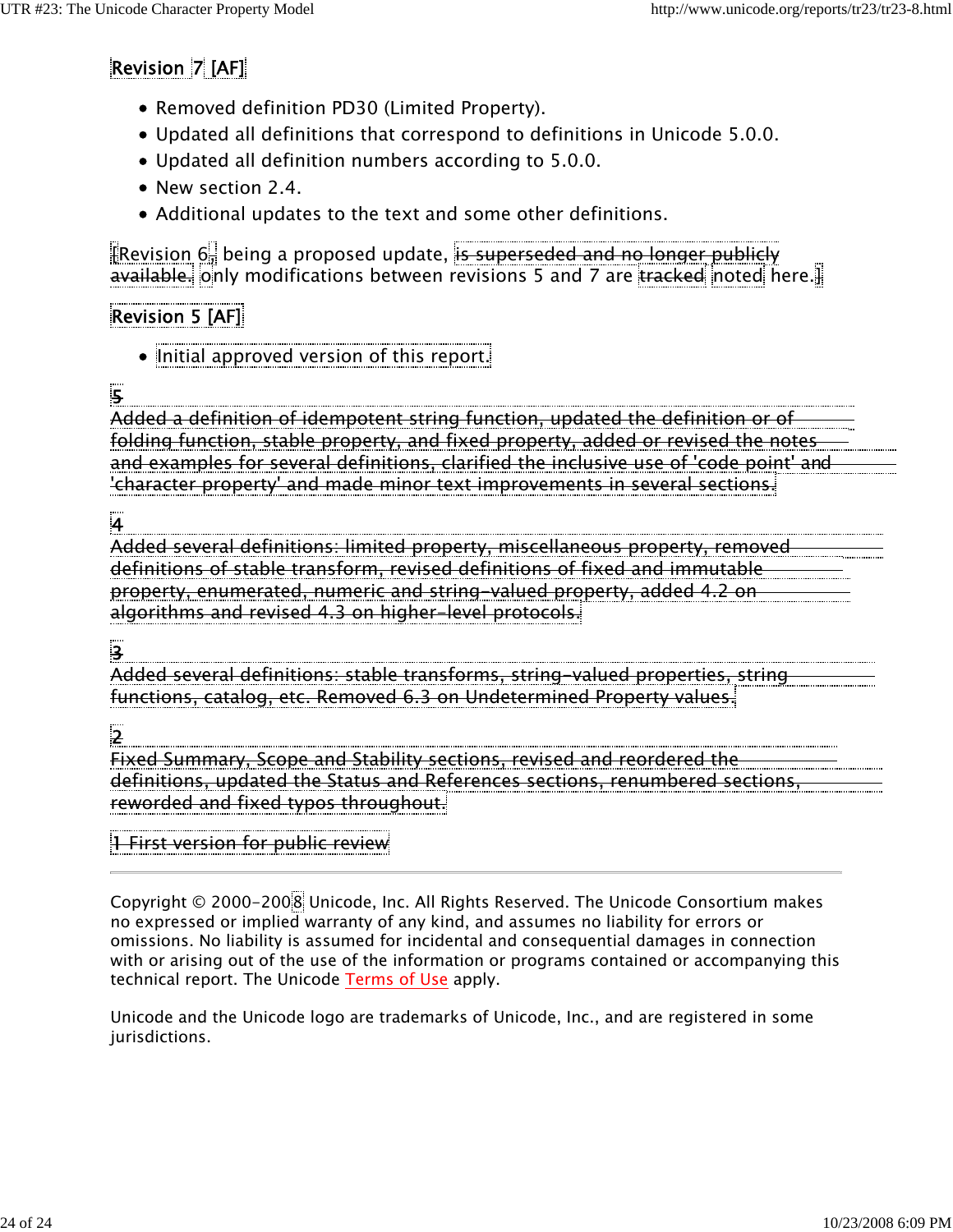### Revision 7 [AF]

- Removed definition PD30 (Limited Property).
- Updated all definitions that correspond to definitions in Unicode 5.0.0.
- Updated all definition numbers according to 5.0.0.
- New section 2.4.
- Additional updates to the text and some other definitions.

[Revision 6, being a proposed update, ~~is superseded and no longer publicly available.~~ only modifications between revisions 5 and 7 are ~~tracked~~ noted here.]

### Revision 5 [AF]

- Initial approved version of this report.

~~5~~

~~Added a definition of idempotent string function, updated the definition or of folding function, stable property, and fixed property, added or revised the notes and examples for several definitions, clarified the inclusive use of 'code point' and 'character property' and made minor text improvements in several sections.~~

~~4~~

~~Added several definitions: limited property, miscellaneous property, removed definitions of stable transform, revised definitions of fixed and immutable property, enumerated, numeric and string-valued property, added 4.2 on algorithms and revised 4.3 on higher-level protocols.~~

~~3~~

~~Added several definitions: stable transforms, string-valued properties, string functions, catalog, etc. Removed 6.3 on Undetermined Property values.~~

~~2~~

~~Fixed Summary, Scope and Stability sections, revised and reordered the definitions, updated the Status and References sections, renumbered sections, reworded and fixed typos throughout.~~

~~1 First version for public review~~

---

Copyright © 2000-2008 Unicode, Inc. All Rights Reserved. The Unicode Consortium makes no expressed or implied warranty of any kind, and assumes no liability for errors or omissions. No liability is assumed for incidental and consequential damages in connection with or arising out of the use of the information or programs contained or accompanying this technical report. The Unicode Terms of Use apply.

Unicode and the Unicode logo are trademarks of Unicode, Inc., and are registered in some jurisdictions.